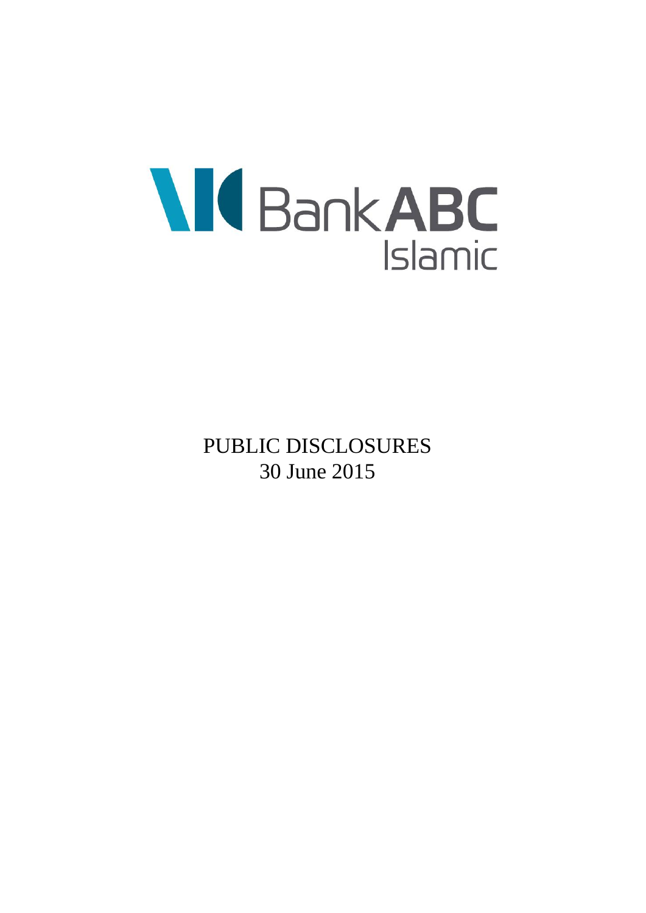Bank ABC Islamic

# PUBLIC DISCLOSURES

30 June 2015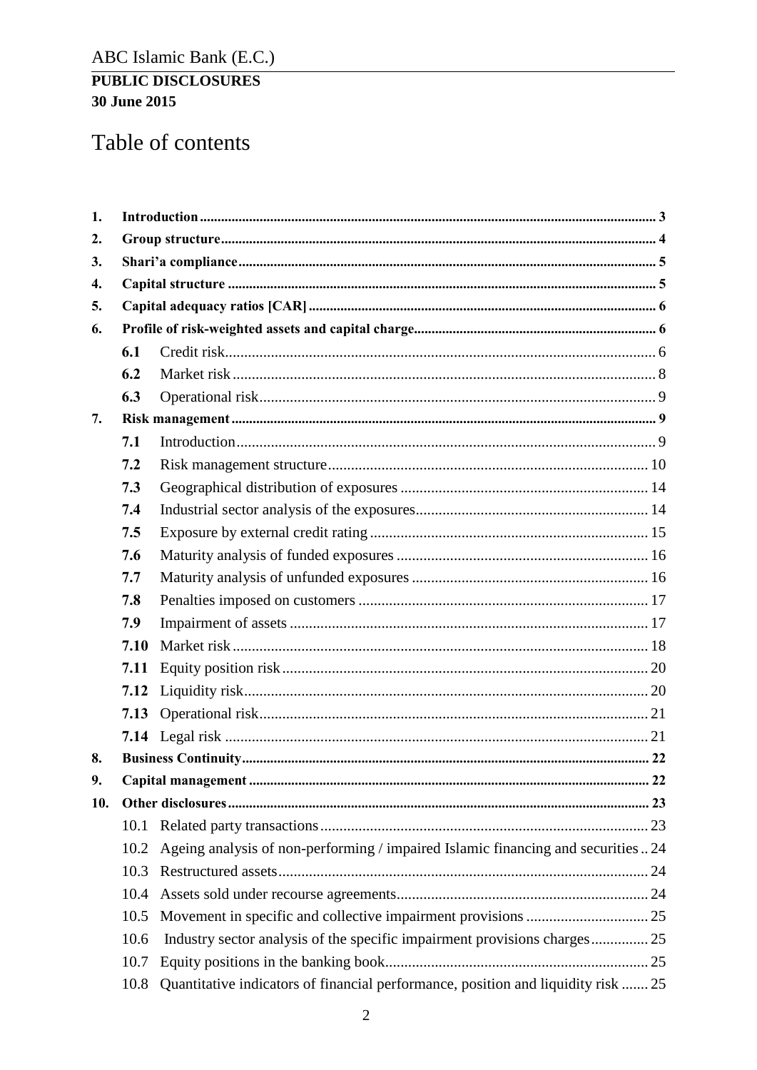# Table of contents

1. **Introduction** ... 3
2. **Group structure** ... 4
3. **Shari'a compliance** ... 5
4. **Capital structure** ... 5
5. **Capital adequacy ratios [CAR]** ... 6
6. **Profile of risk-weighted assets and capital charge** ... 6
   - **6.1** Credit risk ... 6
   - **6.2** Market risk ... 8
   - **6.3** Operational risk ... 9
7. **Risk management** ... 9
   - **7.1** Introduction ... 9
   - **7.2** Risk management structure ... 10
   - **7.3** Geographical distribution of exposures ... 14
   - **7.4** Industrial sector analysis of the exposures ... 14
   - **7.5** Exposure by external credit rating ... 15
   - **7.6** Maturity analysis of funded exposures ... 16
   - **7.7** Maturity analysis of unfunded exposures ... 16
   - **7.8** Penalties imposed on customers ... 17
   - **7.9** Impairment of assets ... 17
   - **7.10** Market risk ... 18
   - **7.11** Equity position risk ... 20
   - **7.12** Liquidity risk ... 20
   - **7.13** Operational risk ... 21
   - **7.14** Legal risk ... 21
8. **Business Continuity** ... 22
9. **Capital management** ... 22
10. **Other disclosures** ... 23
    - 10.1 Related party transactions ... 23
    - 10.2 Ageing analysis of non-performing / impaired Islamic financing and securities ... 24
    - 10.3 Restructured assets ... 24
    - 10.4 Assets sold under recourse agreements ... 24
    - 10.5 Movement in specific and collective impairment provisions ... 25
    - 10.6 Industry sector analysis of the specific impairment provisions charges ... 25
    - 10.7 Equity positions in the banking book ... 25
    - 10.8 Quantitative indicators of financial performance, position and liquidity risk ... 25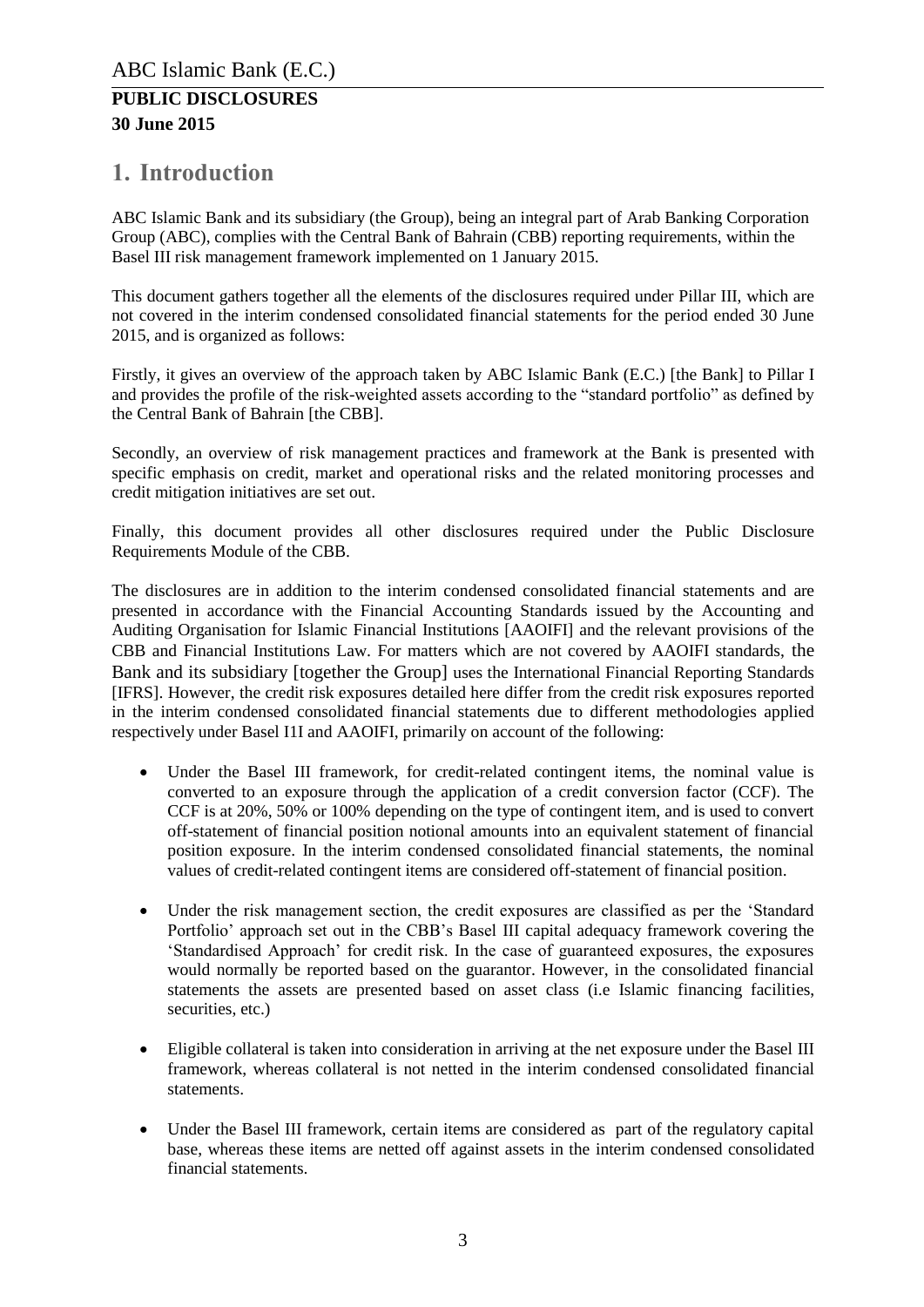# 1. Introduction

ABC Islamic Bank and its subsidiary (the Group), being an integral part of Arab Banking Corporation Group (ABC), complies with the Central Bank of Bahrain (CBB) reporting requirements, within the Basel III risk management framework implemented on 1 January 2015.

This document gathers together all the elements of the disclosures required under Pillar III, which are not covered in the interim condensed consolidated financial statements for the period ended 30 June 2015, and is organized as follows:

Firstly, it gives an overview of the approach taken by ABC Islamic Bank (E.C.) [the Bank] to Pillar I and provides the profile of the risk-weighted assets according to the "standard portfolio" as defined by the Central Bank of Bahrain [the CBB].

Secondly, an overview of risk management practices and framework at the Bank is presented with specific emphasis on credit, market and operational risks and the related monitoring processes and credit mitigation initiatives are set out.

Finally, this document provides all other disclosures required under the Public Disclosure Requirements Module of the CBB.

The disclosures are in addition to the interim condensed consolidated financial statements and are presented in accordance with the Financial Accounting Standards issued by the Accounting and Auditing Organisation for Islamic Financial Institutions [AAOIFI] and the relevant provisions of the CBB and Financial Institutions Law. For matters which are not covered by AAOIFI standards, the Bank and its subsidiary [together the Group] uses the International Financial Reporting Standards [IFRS]. However, the credit risk exposures detailed here differ from the credit risk exposures reported in the interim condensed consolidated financial statements due to different methodologies applied respectively under Basel I1I and AAOIFI, primarily on account of the following:

- Under the Basel III framework, for credit-related contingent items, the nominal value is converted to an exposure through the application of a credit conversion factor (CCF). The CCF is at 20%, 50% or 100% depending on the type of contingent item, and is used to convert off-statement of financial position notional amounts into an equivalent statement of financial position exposure. In the interim condensed consolidated financial statements, the nominal values of credit-related contingent items are considered off-statement of financial position.

- Under the risk management section, the credit exposures are classified as per the 'Standard Portfolio' approach set out in the CBB's Basel III capital adequacy framework covering the 'Standardised Approach' for credit risk. In the case of guaranteed exposures, the exposures would normally be reported based on the guarantor. However, in the consolidated financial statements the assets are presented based on asset class (i.e Islamic financing facilities, securities, etc.)

- Eligible collateral is taken into consideration in arriving at the net exposure under the Basel III framework, whereas collateral is not netted in the interim condensed consolidated financial statements.

- Under the Basel III framework, certain items are considered as part of the regulatory capital base, whereas these items are netted off against assets in the interim condensed consolidated financial statements.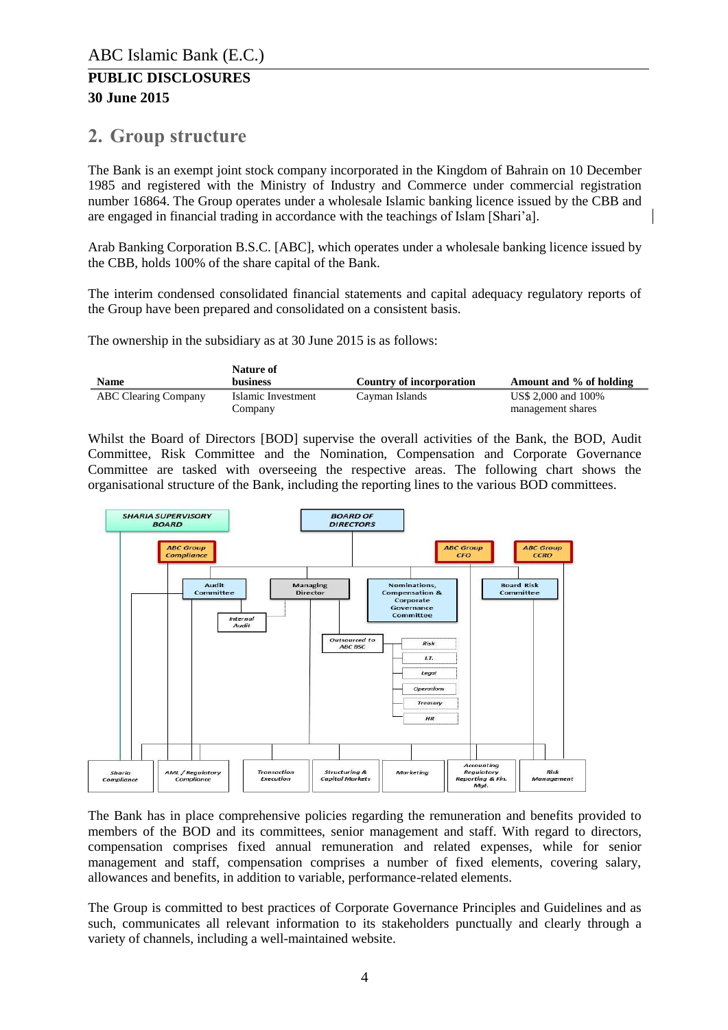## 2. Group structure

The Bank is an exempt joint stock company incorporated in the Kingdom of Bahrain on 10 December 1985 and registered with the Ministry of Industry and Commerce under commercial registration number 16864. The Group operates under a wholesale Islamic banking licence issued by the CBB and are engaged in financial trading in accordance with the teachings of Islam [Shari'a].

Arab Banking Corporation B.S.C. [ABC], which operates under a wholesale banking licence issued by the CBB, holds 100% of the share capital of the Bank.

The interim condensed consolidated financial statements and capital adequacy regulatory reports of the Group have been prepared and consolidated on a consistent basis.

The ownership in the subsidiary as at 30 June 2015 is as follows:

| Name | Nature of business | Country of incorporation | Amount and % of holding |
|---|---|---|---|
| ABC Clearing Company | Islamic Investment Company | Cayman Islands | US$ 2,000 and 100% management shares |

Whilst the Board of Directors [BOD] supervise the overall activities of the Bank, the BOD, Audit Committee, Risk Committee and the Nomination, Compensation and Corporate Governance Committee are tasked with overseeing the respective areas. The following chart shows the organisational structure of the Bank, including the reporting lines to the various BOD committees.

SHARIA SUPERVISORY BOARD | BOARD OF DIRECTORS

ABC Group Compliance | ABC Group CFO | ABC Group CCRO

Audit Committee | Managing Director | Nominations, Compensation & Corporate Governance Committee | Board Risk Committee

Internal Audit

Outsourced to ABC BSC: Risk, I.T., Legal, Operations, Treasury, HR

Sharia Compliance | AML / Regulatory Compliance | Transaction Execution | Structuring & Capital Markets | Marketing | Accounting Regulatory Reporting & Fin. Mgt. | Risk Management

The Bank has in place comprehensive policies regarding the remuneration and benefits provided to members of the BOD and its committees, senior management and staff. With regard to directors, compensation comprises fixed annual remuneration and related expenses, while for senior management and staff, compensation comprises a number of fixed elements, covering salary, allowances and benefits, in addition to variable, performance-related elements.

The Group is committed to best practices of Corporate Governance Principles and Guidelines and as such, communicates all relevant information to its stakeholders punctually and clearly through a variety of channels, including a well-maintained website.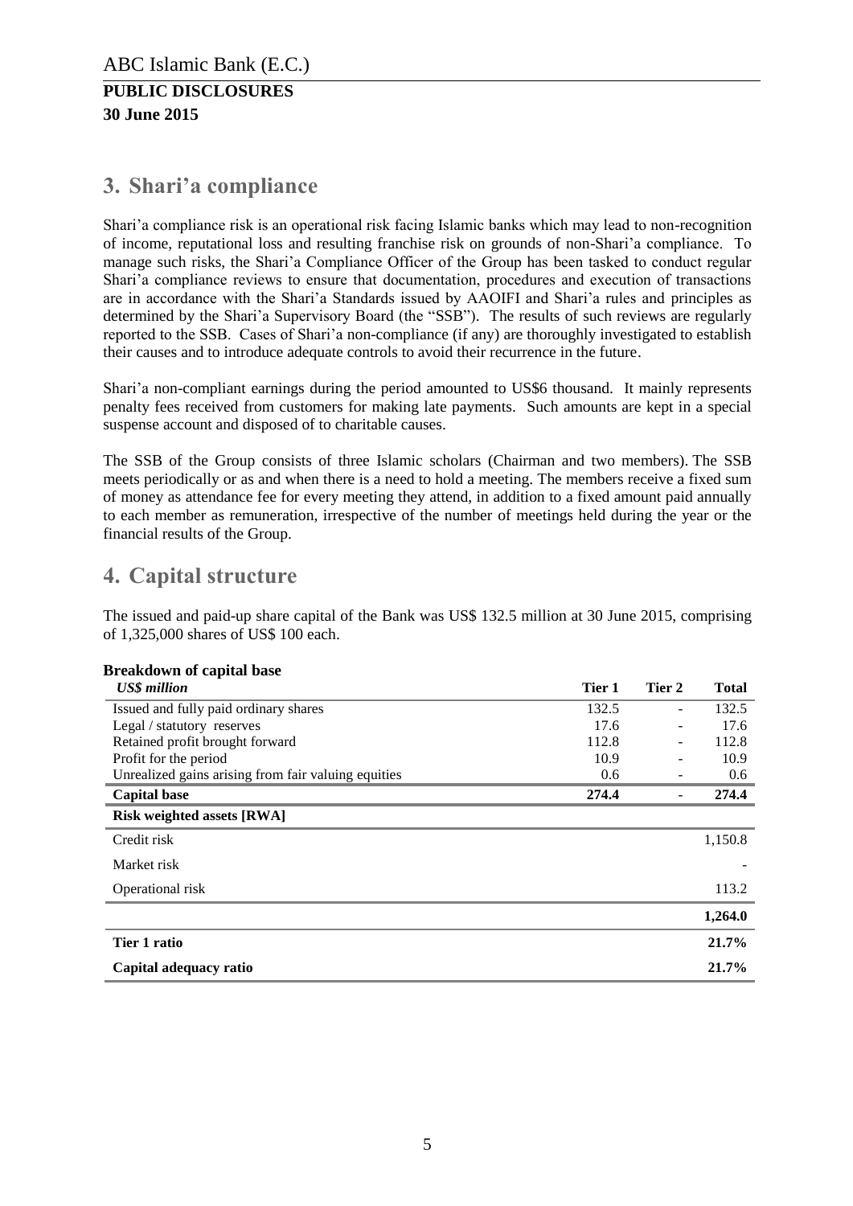## 3. Shari'a compliance

Shari'a compliance risk is an operational risk facing Islamic banks which may lead to non-recognition of income, reputational loss and resulting franchise risk on grounds of non-Shari'a compliance. To manage such risks, the Shari'a Compliance Officer of the Group has been tasked to conduct regular Shari'a compliance reviews to ensure that documentation, procedures and execution of transactions are in accordance with the Shari'a Standards issued by AAOIFI and Shari'a rules and principles as determined by the Shari'a Supervisory Board (the "SSB"). The results of such reviews are regularly reported to the SSB. Cases of Shari'a non-compliance (if any) are thoroughly investigated to establish their causes and to introduce adequate controls to avoid their recurrence in the future.

Shari'a non-compliant earnings during the period amounted to US$6 thousand. It mainly represents penalty fees received from customers for making late payments. Such amounts are kept in a special suspense account and disposed of to charitable causes.

The SSB of the Group consists of three Islamic scholars (Chairman and two members). The SSB meets periodically or as and when there is a need to hold a meeting. The members receive a fixed sum of money as attendance fee for every meeting they attend, in addition to a fixed amount paid annually to each member as remuneration, irrespective of the number of meetings held during the year or the financial results of the Group.

## 4. Capital structure

The issued and paid-up share capital of the Bank was US$ 132.5 million at 30 June 2015, comprising of 1,325,000 shares of US$ 100 each.

**Breakdown of capital base**

| *US$ million* | Tier 1 | Tier 2 | Total |
|---|---|---|---|
| Issued and fully paid ordinary shares | 132.5 | - | 132.5 |
| Legal / statutory reserves | 17.6 | - | 17.6 |
| Retained profit brought forward | 112.8 | - | 112.8 |
| Profit for the period | 10.9 | - | 10.9 |
| Unrealized gains arising from fair valuing equities | 0.6 | - | 0.6 |
| **Capital base** | **274.4** | - | **274.4** |
| **Risk weighted assets [RWA]** | | | |
| Credit risk | | | 1,150.8 |
| Market risk | | | - |
| Operational risk | | | 113.2 |
| | | | **1,264.0** |
| **Tier 1 ratio** | | | **21.7%** |
| **Capital adequacy ratio** | | | **21.7%** |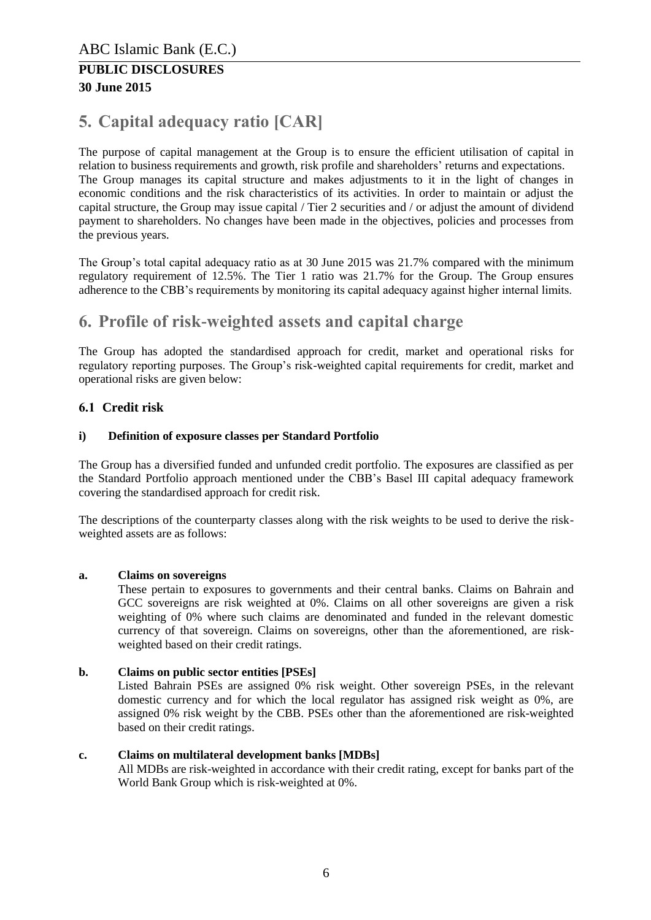# 5. Capital adequacy ratio [CAR]

The purpose of capital management at the Group is to ensure the efficient utilisation of capital in relation to business requirements and growth, risk profile and shareholders' returns and expectations. The Group manages its capital structure and makes adjustments to it in the light of changes in economic conditions and the risk characteristics of its activities. In order to maintain or adjust the capital structure, the Group may issue capital / Tier 2 securities and / or adjust the amount of dividend payment to shareholders. No changes have been made in the objectives, policies and processes from the previous years.

The Group's total capital adequacy ratio as at 30 June 2015 was 21.7% compared with the minimum regulatory requirement of 12.5%. The Tier 1 ratio was 21.7% for the Group. The Group ensures adherence to the CBB's requirements by monitoring its capital adequacy against higher internal limits.

# 6. Profile of risk-weighted assets and capital charge

The Group has adopted the standardised approach for credit, market and operational risks for regulatory reporting purposes. The Group's risk-weighted capital requirements for credit, market and operational risks are given below:

## 6.1 Credit risk

### i) Definition of exposure classes per Standard Portfolio

The Group has a diversified funded and unfunded credit portfolio. The exposures are classified as per the Standard Portfolio approach mentioned under the CBB's Basel III capital adequacy framework covering the standardised approach for credit risk.

The descriptions of the counterparty classes along with the risk weights to be used to derive the risk-weighted assets are as follows:

**a. Claims on sovereigns**

These pertain to exposures to governments and their central banks. Claims on Bahrain and GCC sovereigns are risk weighted at 0%. Claims on all other sovereigns are given a risk weighting of 0% where such claims are denominated and funded in the relevant domestic currency of that sovereign. Claims on sovereigns, other than the aforementioned, are risk-weighted based on their credit ratings.

**b. Claims on public sector entities [PSEs]**

Listed Bahrain PSEs are assigned 0% risk weight. Other sovereign PSEs, in the relevant domestic currency and for which the local regulator has assigned risk weight as 0%, are assigned 0% risk weight by the CBB. PSEs other than the aforementioned are risk-weighted based on their credit ratings.

**c. Claims on multilateral development banks [MDBs]**

All MDBs are risk-weighted in accordance with their credit rating, except for banks part of the World Bank Group which is risk-weighted at 0%.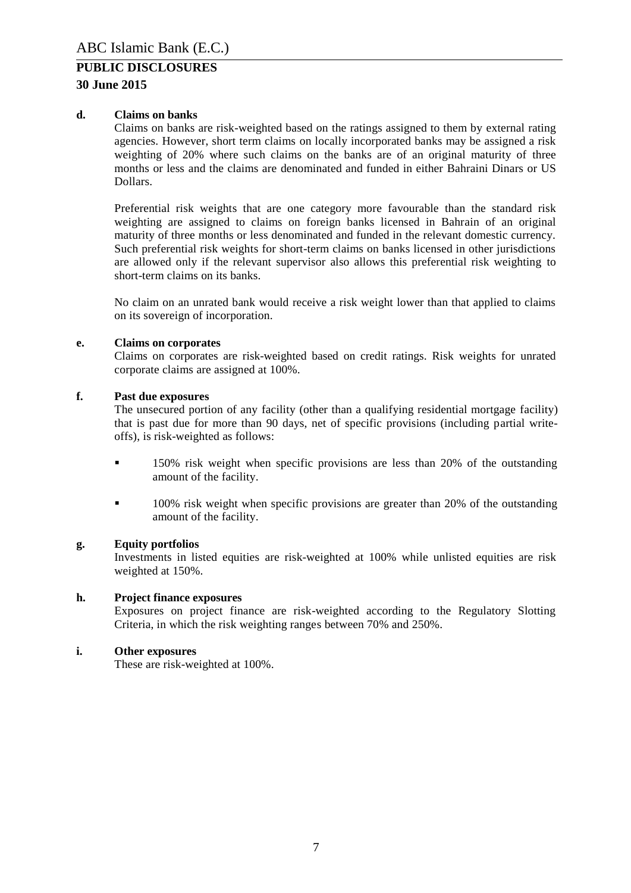**d. Claims on banks**

Claims on banks are risk-weighted based on the ratings assigned to them by external rating agencies. However, short term claims on locally incorporated banks may be assigned a risk weighting of 20% where such claims on the banks are of an original maturity of three months or less and the claims are denominated and funded in either Bahraini Dinars or US Dollars.

Preferential risk weights that are one category more favourable than the standard risk weighting are assigned to claims on foreign banks licensed in Bahrain of an original maturity of three months or less denominated and funded in the relevant domestic currency. Such preferential risk weights for short-term claims on banks licensed in other jurisdictions are allowed only if the relevant supervisor also allows this preferential risk weighting to short-term claims on its banks.

No claim on an unrated bank would receive a risk weight lower than that applied to claims on its sovereign of incorporation.

**e. Claims on corporates**

Claims on corporates are risk-weighted based on credit ratings. Risk weights for unrated corporate claims are assigned at 100%.

**f. Past due exposures**

The unsecured portion of any facility (other than a qualifying residential mortgage facility) that is past due for more than 90 days, net of specific provisions (including partial write-offs), is risk-weighted as follows:

- 150% risk weight when specific provisions are less than 20% of the outstanding amount of the facility.
- 100% risk weight when specific provisions are greater than 20% of the outstanding amount of the facility.

**g. Equity portfolios**

Investments in listed equities are risk-weighted at 100% while unlisted equities are risk weighted at 150%.

**h. Project finance exposures**

Exposures on project finance are risk-weighted according to the Regulatory Slotting Criteria, in which the risk weighting ranges between 70% and 250%.

**i. Other exposures**

These are risk-weighted at 100%.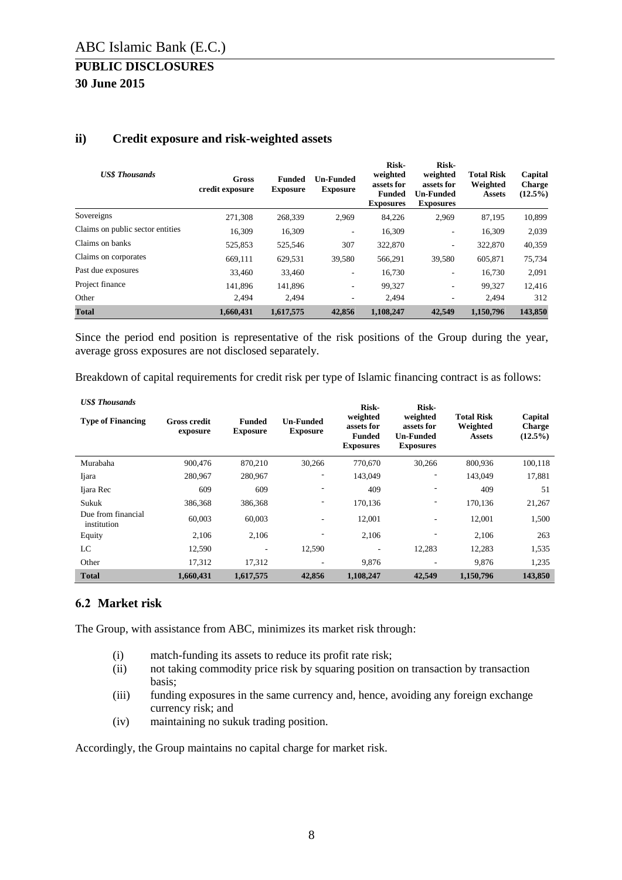### ii) Credit exposure and risk-weighted assets

| *US$ Thousands* | Gross credit exposure | Funded Exposure | Un-Funded Exposure | Risk-weighted assets for Funded Exposures | Risk-weighted assets for Un-Funded Exposures | Total Risk Weighted Assets | Capital Charge (12.5%) |
|---|---|---|---|---|---|---|---|
| Sovereigns | 271,308 | 268,339 | 2,969 | 84,226 | 2,969 | 87,195 | 10,899 |
| Claims on public sector entities | 16,309 | 16,309 | - | 16,309 | - | 16,309 | 2,039 |
| Claims on banks | 525,853 | 525,546 | 307 | 322,870 | - | 322,870 | 40,359 |
| Claims on corporates | 669,111 | 629,531 | 39,580 | 566,291 | 39,580 | 605,871 | 75,734 |
| Past due exposures | 33,460 | 33,460 | - | 16,730 | - | 16,730 | 2,091 |
| Project finance | 141,896 | 141,896 | - | 99,327 | - | 99,327 | 12,416 |
| Other | 2,494 | 2,494 | - | 2,494 | - | 2,494 | 312 |
| **Total** | **1,660,431** | **1,617,575** | **42,856** | **1,108,247** | **42,549** | **1,150,796** | **143,850** |

Since the period end position is representative of the risk positions of the Group during the year, average gross exposures are not disclosed separately.

Breakdown of capital requirements for credit risk per type of Islamic financing contract is as follows:

*US$ Thousands*

| Type of Financing | Gross credit exposure | Funded Exposure | Un-Funded Exposure | Risk-weighted assets for Funded Exposures | Risk-weighted assets for Un-Funded Exposures | Total Risk Weighted Assets | Capital Charge (12.5%) |
|---|---|---|---|---|---|---|---|
| Murabaha | 900,476 | 870,210 | 30,266 | 770,670 | 30,266 | 800,936 | 100,118 |
| Ijara | 280,967 | 280,967 | - | 143,049 | - | 143,049 | 17,881 |
| Ijara Rec | 609 | 609 | - | 409 | - | 409 | 51 |
| Sukuk | 386,368 | 386,368 | - | 170,136 | - | 170,136 | 21,267 |
| Due from financial institution | 60,003 | 60,003 | - | 12,001 | - | 12,001 | 1,500 |
| Equity | 2,106 | 2,106 | - | 2,106 | - | 2,106 | 263 |
| LC | 12,590 | - | 12,590 | - | 12,283 | 12,283 | 1,535 |
| Other | 17,312 | 17,312 | - | 9,876 | - | 9,876 | 1,235 |
| **Total** | **1,660,431** | **1,617,575** | **42,856** | **1,108,247** | **42,549** | **1,150,796** | **143,850** |

## 6.2 Market risk

The Group, with assistance from ABC, minimizes its market risk through:

(i) match-funding its assets to reduce its profit rate risk;
(ii) not taking commodity price risk by squaring position on transaction by transaction basis;
(iii) funding exposures in the same currency and, hence, avoiding any foreign exchange currency risk; and
(iv) maintaining no sukuk trading position.

Accordingly, the Group maintains no capital charge for market risk.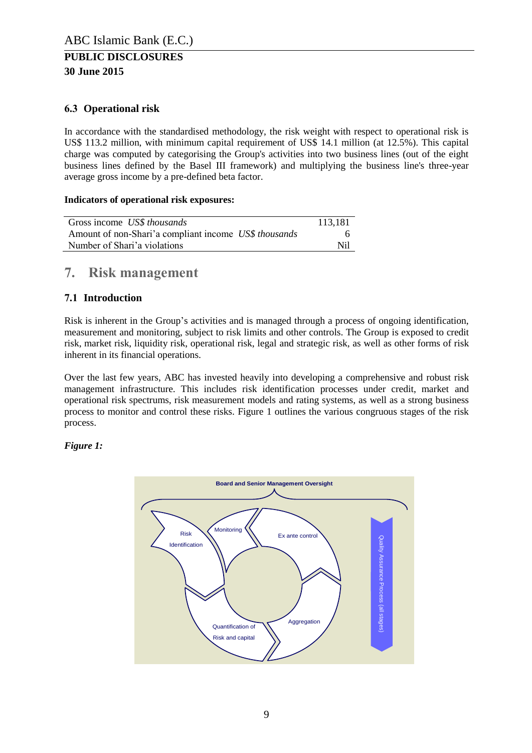### 6.3 Operational risk

In accordance with the standardised methodology, the risk weight with respect to operational risk is US$ 113.2 million, with minimum capital requirement of US$ 14.1 million (at 12.5%). This capital charge was computed by categorising the Group's activities into two business lines (out of the eight business lines defined by the Basel III framework) and multiplying the business line's three-year average gross income by a pre-defined beta factor.

**Indicators of operational risk exposures:**

| | |
|---|---|
| Gross income *US$ thousands* | 113,181 |
| Amount of non-Shari'a compliant income *US$ thousands* | 6 |
| Number of Shari'a violations | Nil |

## 7. Risk management

### 7.1 Introduction

Risk is inherent in the Group's activities and is managed through a process of ongoing identification, measurement and monitoring, subject to risk limits and other controls. The Group is exposed to credit risk, market risk, liquidity risk, operational risk, legal and strategic risk, as well as other forms of risk inherent in its financial operations.

Over the last few years, ABC has invested heavily into developing a comprehensive and robust risk management infrastructure. This includes risk identification processes under credit, market and operational risk spectrums, risk measurement models and rating systems, as well as a strong business process to monitor and control these risks. Figure 1 outlines the various congruous stages of the risk process.

***Figure 1:***

Board and Senior Management Oversight

Risk Identification → Monitoring → Ex ante control → Aggregation → Quantification of Risk and capital

Quality Assurance Process (all stages)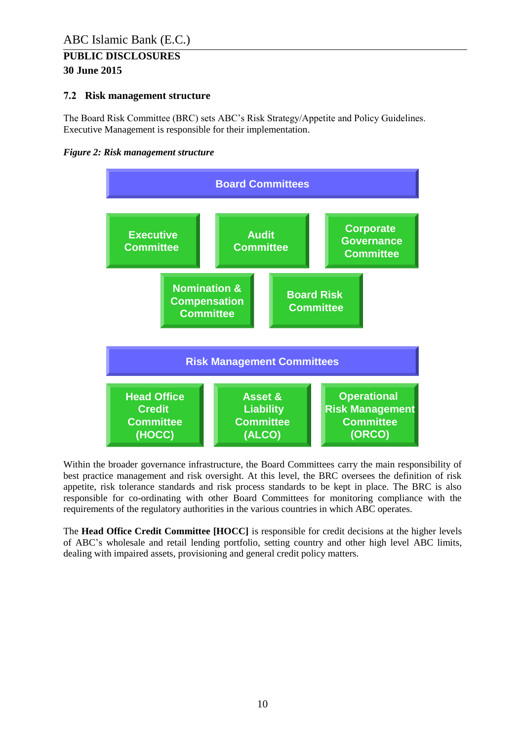### 7.2 Risk management structure

The Board Risk Committee (BRC) sets ABC's Risk Strategy/Appetite and Policy Guidelines. Executive Management is responsible for their implementation.

***Figure 2: Risk management structure***

**Board Committees**

- Executive Committee
- Audit Committee
- Corporate Governance Committee
- Nomination & Compensation Committee
- Board Risk Committee

**Risk Management Committees**

- Head Office Credit Committee (HOCC)
- Asset & Liability Committee (ALCO)
- Operational Risk Management Committee (ORCO)

Within the broader governance infrastructure, the Board Committees carry the main responsibility of best practice management and risk oversight. At this level, the BRC oversees the definition of risk appetite, risk tolerance standards and risk process standards to be kept in place. The BRC is also responsible for co-ordinating with other Board Committees for monitoring compliance with the requirements of the regulatory authorities in the various countries in which ABC operates.

The **Head Office Credit Committee [HOCC]** is responsible for credit decisions at the higher levels of ABC's wholesale and retail lending portfolio, setting country and other high level ABC limits, dealing with impaired assets, provisioning and general credit policy matters.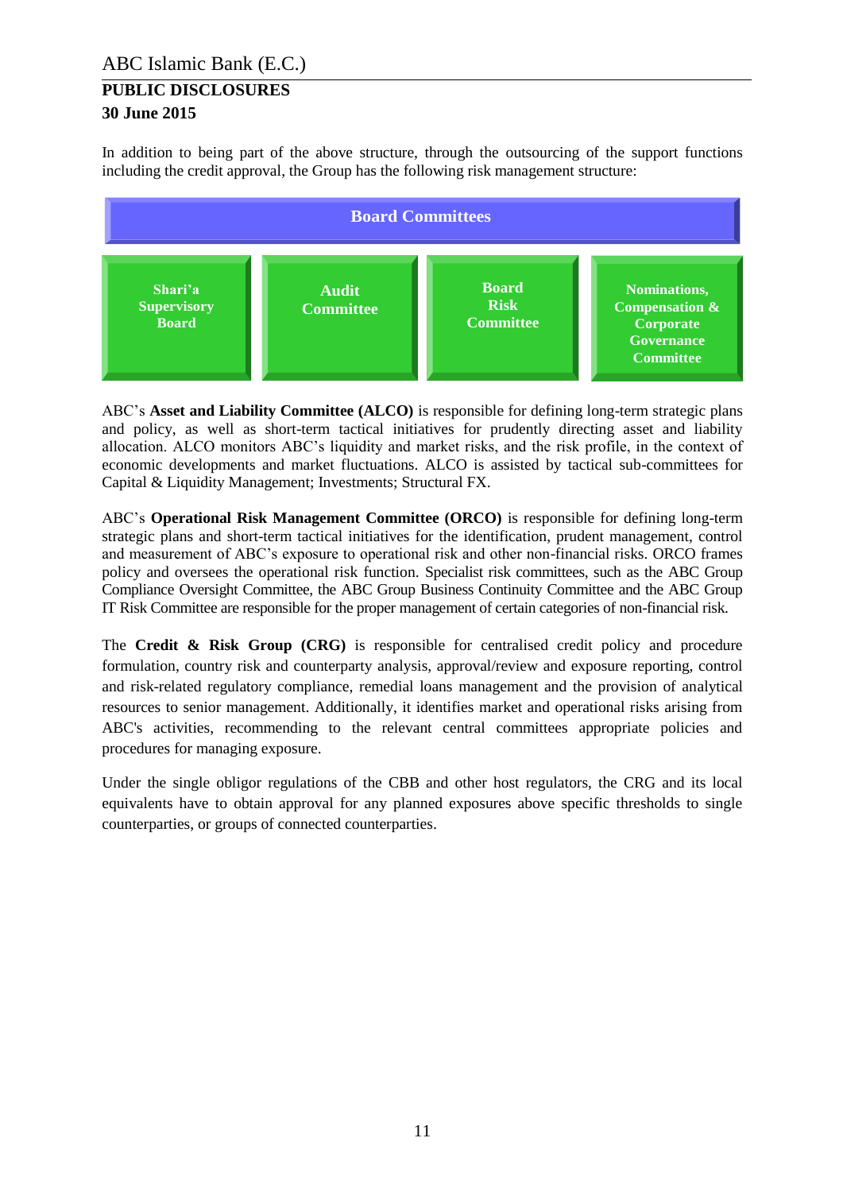In addition to being part of the above structure, through the outsourcing of the support functions including the credit approval, the Group has the following risk management structure:

**Board Committees**

| Shari'a Supervisory Board | Audit Committee | Board Risk Committee | Nominations, Compensation & Corporate Governance Committee |
|---|---|---|---|

ABC's **Asset and Liability Committee (ALCO)** is responsible for defining long-term strategic plans and policy, as well as short-term tactical initiatives for prudently directing asset and liability allocation. ALCO monitors ABC's liquidity and market risks, and the risk profile, in the context of economic developments and market fluctuations. ALCO is assisted by tactical sub-committees for Capital & Liquidity Management; Investments; Structural FX.

ABC's **Operational Risk Management Committee (ORCO)** is responsible for defining long-term strategic plans and short-term tactical initiatives for the identification, prudent management, control and measurement of ABC's exposure to operational risk and other non-financial risks. ORCO frames policy and oversees the operational risk function. Specialist risk committees, such as the ABC Group Compliance Oversight Committee, the ABC Group Business Continuity Committee and the ABC Group IT Risk Committee are responsible for the proper management of certain categories of non-financial risk.

The **Credit & Risk Group (CRG)** is responsible for centralised credit policy and procedure formulation, country risk and counterparty analysis, approval/review and exposure reporting, control and risk-related regulatory compliance, remedial loans management and the provision of analytical resources to senior management. Additionally, it identifies market and operational risks arising from ABC's activities, recommending to the relevant central committees appropriate policies and procedures for managing exposure.

Under the single obligor regulations of the CBB and other host regulators, the CRG and its local equivalents have to obtain approval for any planned exposures above specific thresholds to single counterparties, or groups of connected counterparties.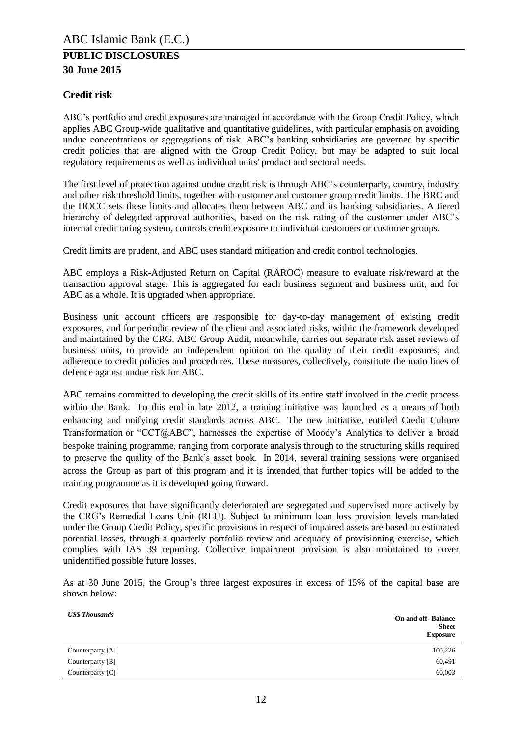## Credit risk

ABC's portfolio and credit exposures are managed in accordance with the Group Credit Policy, which applies ABC Group-wide qualitative and quantitative guidelines, with particular emphasis on avoiding undue concentrations or aggregations of risk. ABC's banking subsidiaries are governed by specific credit policies that are aligned with the Group Credit Policy, but may be adapted to suit local regulatory requirements as well as individual units' product and sectoral needs.

The first level of protection against undue credit risk is through ABC's counterparty, country, industry and other risk threshold limits, together with customer and customer group credit limits. The BRC and the HOCC sets these limits and allocates them between ABC and its banking subsidiaries. A tiered hierarchy of delegated approval authorities, based on the risk rating of the customer under ABC's internal credit rating system, controls credit exposure to individual customers or customer groups.

Credit limits are prudent, and ABC uses standard mitigation and credit control technologies.

ABC employs a Risk-Adjusted Return on Capital (RAROC) measure to evaluate risk/reward at the transaction approval stage. This is aggregated for each business segment and business unit, and for ABC as a whole. It is upgraded when appropriate.

Business unit account officers are responsible for day-to-day management of existing credit exposures, and for periodic review of the client and associated risks, within the framework developed and maintained by the CRG. ABC Group Audit, meanwhile, carries out separate risk asset reviews of business units, to provide an independent opinion on the quality of their credit exposures, and adherence to credit policies and procedures. These measures, collectively, constitute the main lines of defence against undue risk for ABC.

ABC remains committed to developing the credit skills of its entire staff involved in the credit process within the Bank. To this end in late 2012, a training initiative was launched as a means of both enhancing and unifying credit standards across ABC. The new initiative, entitled Credit Culture Transformation or "CCT@ABC", harnesses the expertise of Moody's Analytics to deliver a broad bespoke training programme, ranging from corporate analysis through to the structuring skills required to preserve the quality of the Bank's asset book. In 2014, several training sessions were organised across the Group as part of this program and it is intended that further topics will be added to the training programme as it is developed going forward.

Credit exposures that have significantly deteriorated are segregated and supervised more actively by the CRG's Remedial Loans Unit (RLU). Subject to minimum loan loss provision levels mandated under the Group Credit Policy, specific provisions in respect of impaired assets are based on estimated potential losses, through a quarterly portfolio review and adequacy of provisioning exercise, which complies with IAS 39 reporting. Collective impairment provision is also maintained to cover unidentified possible future losses.

As at 30 June 2015, the Group's three largest exposures in excess of 15% of the capital base are shown below:

| *US$ Thousands* | **On and off- Balance Sheet Exposure** |
|---|---|
| Counterparty [A] | 100,226 |
| Counterparty [B] | 60,491 |
| Counterparty [C] | 60,003 |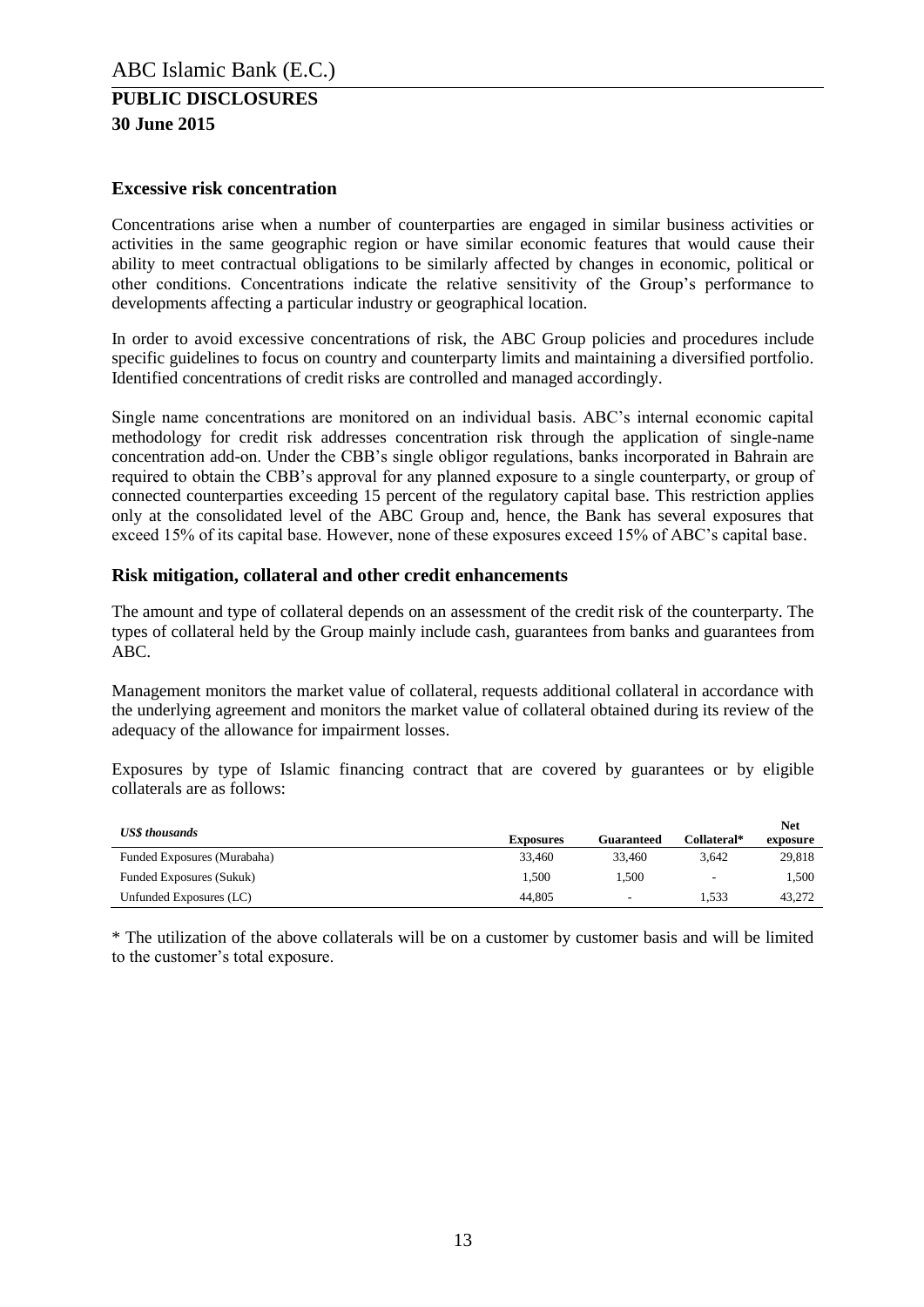## Excessive risk concentration

Concentrations arise when a number of counterparties are engaged in similar business activities or activities in the same geographic region or have similar economic features that would cause their ability to meet contractual obligations to be similarly affected by changes in economic, political or other conditions. Concentrations indicate the relative sensitivity of the Group's performance to developments affecting a particular industry or geographical location.

In order to avoid excessive concentrations of risk, the ABC Group policies and procedures include specific guidelines to focus on country and counterparty limits and maintaining a diversified portfolio. Identified concentrations of credit risks are controlled and managed accordingly.

Single name concentrations are monitored on an individual basis. ABC's internal economic capital methodology for credit risk addresses concentration risk through the application of single-name concentration add-on. Under the CBB's single obligor regulations, banks incorporated in Bahrain are required to obtain the CBB's approval for any planned exposure to a single counterparty, or group of connected counterparties exceeding 15 percent of the regulatory capital base. This restriction applies only at the consolidated level of the ABC Group and, hence, the Bank has several exposures that exceed 15% of its capital base. However, none of these exposures exceed 15% of ABC's capital base.

## Risk mitigation, collateral and other credit enhancements

The amount and type of collateral depends on an assessment of the credit risk of the counterparty. The types of collateral held by the Group mainly include cash, guarantees from banks and guarantees from ABC.

Management monitors the market value of collateral, requests additional collateral in accordance with the underlying agreement and monitors the market value of collateral obtained during its review of the adequacy of the allowance for impairment losses.

Exposures by type of Islamic financing contract that are covered by guarantees or by eligible collaterals are as follows:

| *US$ thousands* | Exposures | Guaranteed | Collateral* | Net exposure |
|---|---|---|---|---|
| Funded Exposures (Murabaha) | 33,460 | 33,460 | 3,642 | 29,818 |
| Funded Exposures (Sukuk) | 1,500 | 1,500 | - | 1,500 |
| Unfunded Exposures (LC) | 44,805 | - | 1,533 | 43,272 |

* The utilization of the above collaterals will be on a customer by customer basis and will be limited to the customer's total exposure.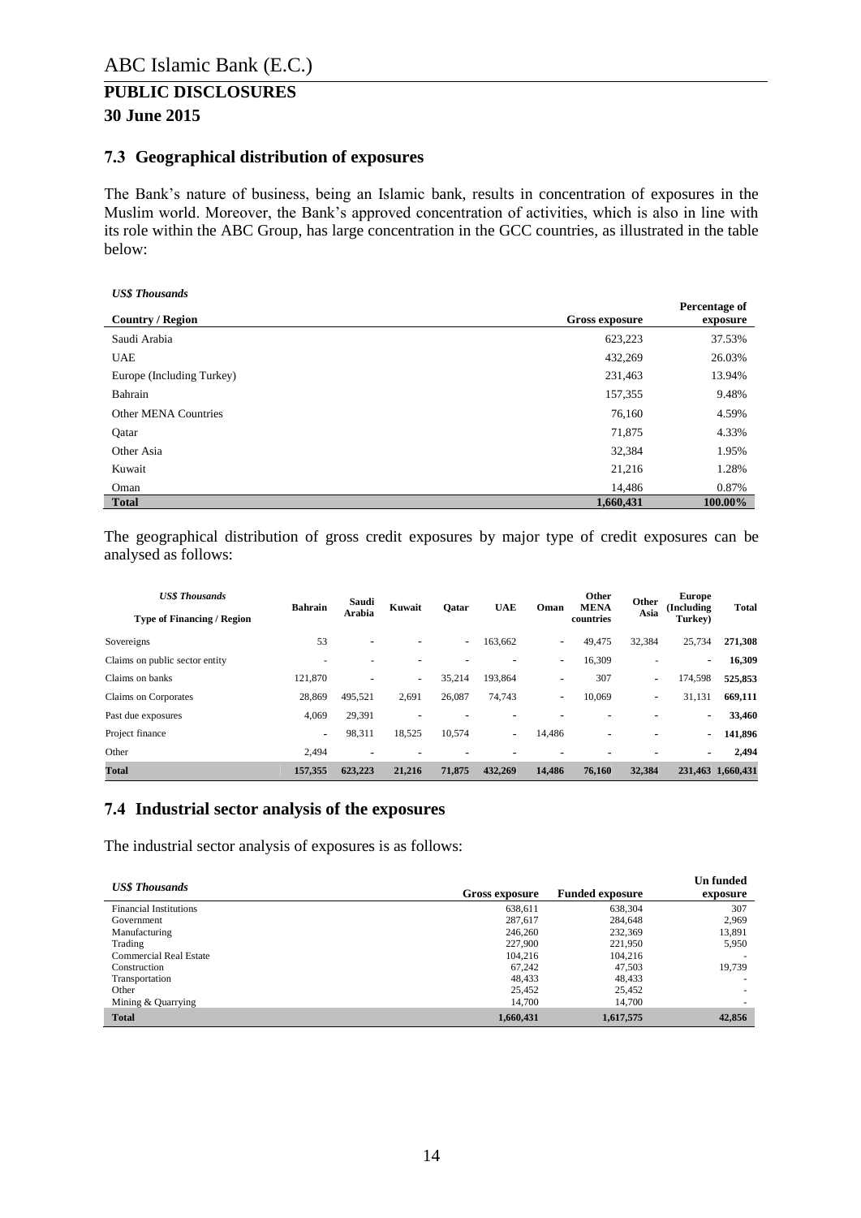## 7.3 Geographical distribution of exposures

The Bank's nature of business, being an Islamic bank, results in concentration of exposures in the Muslim world. Moreover, the Bank's approved concentration of activities, which is also in line with its role within the ABC Group, has large concentration in the GCC countries, as illustrated in the table below:

*US$ Thousands*

| Country / Region | Gross exposure | Percentage of exposure |
|---|---|---|
| Saudi Arabia | 623,223 | 37.53% |
| UAE | 432,269 | 26.03% |
| Europe (Including Turkey) | 231,463 | 13.94% |
| Bahrain | 157,355 | 9.48% |
| Other MENA Countries | 76,160 | 4.59% |
| Qatar | 71,875 | 4.33% |
| Other Asia | 32,384 | 1.95% |
| Kuwait | 21,216 | 1.28% |
| Oman | 14,486 | 0.87% |
| **Total** | **1,660,431** | **100.00%** |

The geographical distribution of gross credit exposures by major type of credit exposures can be analysed as follows:

| *US$ Thousands* Type of Financing / Region | Bahrain | Saudi Arabia | Kuwait | Qatar | UAE | Oman | Other MENA countries | Other Asia | Europe (Including Turkey) | Total |
|---|---|---|---|---|---|---|---|---|---|---|
| Sovereigns | 53 | - | - | - | 163,662 | - | 49,475 | 32,384 | 25,734 | **271,308** |
| Claims on public sector entity | - | - | - | - | - | - | 16,309 | - | - | **16,309** |
| Claims on banks | 121,870 | - | - | 35,214 | 193,864 | - | 307 | - | 174,598 | **525,853** |
| Claims on Corporates | 28,869 | 495,521 | 2,691 | 26,087 | 74,743 | - | 10,069 | - | 31,131 | **669,111** |
| Past due exposures | 4,069 | 29,391 | - | - | - | - | - | - | - | **33,460** |
| Project finance | - | 98,311 | 18,525 | 10,574 | - | 14,486 | - | - | - | **141,896** |
| Other | 2,494 | - | - | - | - | - | - | - | - | **2,494** |
| **Total** | **157,355** | **623,223** | **21,216** | **71,875** | **432,269** | **14,486** | **76,160** | **32,384** | **231,463** | **1,660,431** |

## 7.4 Industrial sector analysis of the exposures

The industrial sector analysis of exposures is as follows:

| *US$ Thousands* | Gross exposure | Funded exposure | Un funded exposure |
|---|---|---|---|
| Financial Institutions | 638,611 | 638,304 | 307 |
| Government | 287,617 | 284,648 | 2,969 |
| Manufacturing | 246,260 | 232,369 | 13,891 |
| Trading | 227,900 | 221,950 | 5,950 |
| Commercial Real Estate | 104,216 | 104,216 | - |
| Construction | 67,242 | 47,503 | 19,739 |
| Transportation | 48,433 | 48,433 | - |
| Other | 25,452 | 25,452 | - |
| Mining & Quarrying | 14,700 | 14,700 | - |
| **Total** | **1,660,431** | **1,617,575** | **42,856** |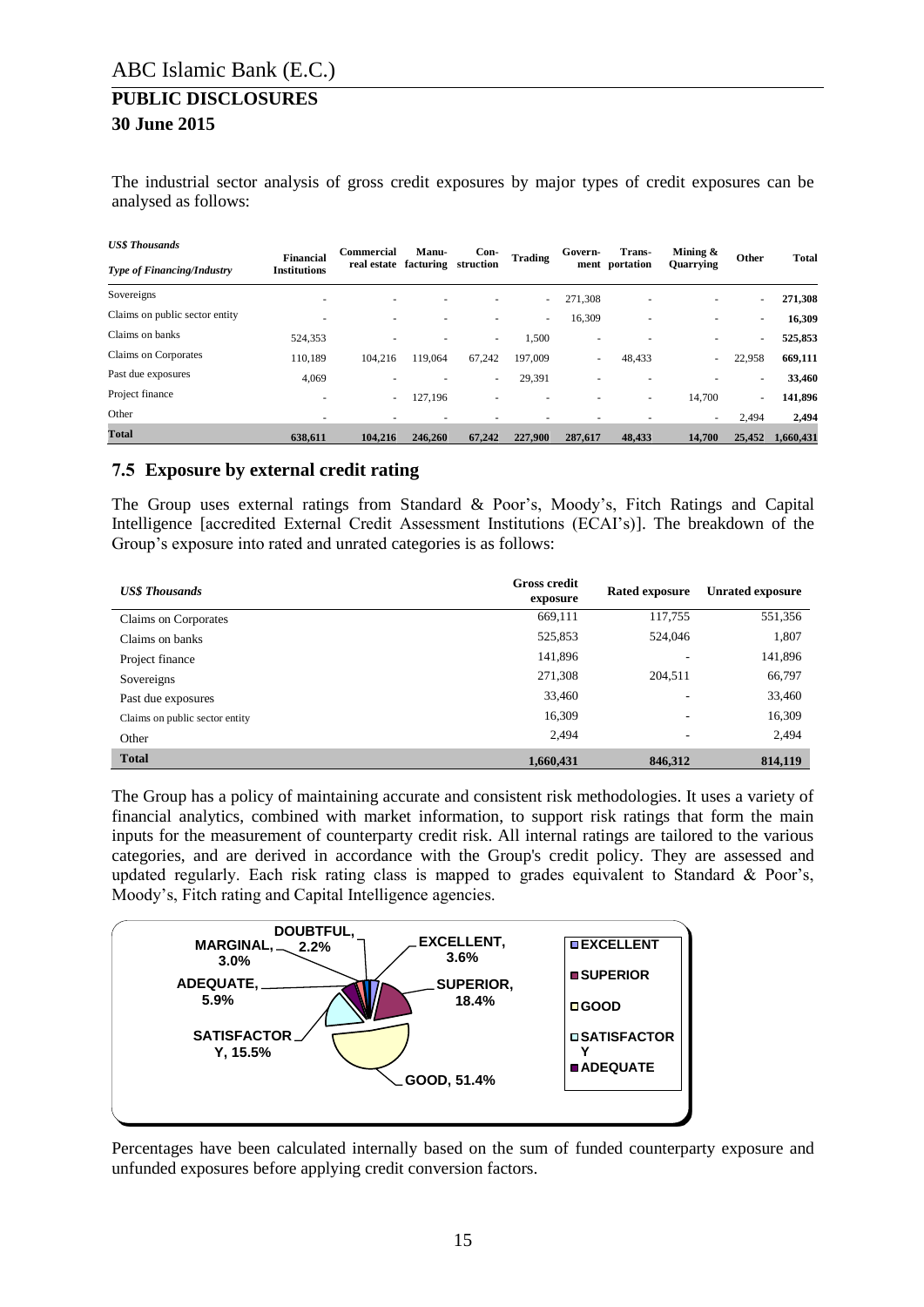The industrial sector analysis of gross credit exposures by major types of credit exposures can be analysed as follows:

| *US$ Thousands* <br> *Type of Financing/Industry* | Financial Institutions | Commercial real estate | Manu-facturing | Con-struction | Trading | Govern-ment | Trans-portation | Mining & Quarrying | Other | Total |
|---|---|---|---|---|---|---|---|---|---|---|
| Sovereigns | - | - | - | - | - | 271,308 | - | - | - | **271,308** |
| Claims on public sector entity | - | - | - | - | - | 16,309 | - | - | - | **16,309** |
| Claims on banks | 524,353 | - | - | - | 1,500 | - | - | - | - | **525,853** |
| Claims on Corporates | 110,189 | 104,216 | 119,064 | 67,242 | 197,009 | - | 48,433 | - | 22,958 | **669,111** |
| Past due exposures | 4,069 | - | - | - | 29,391 | - | - | - | - | **33,460** |
| Project finance | - | - | 127,196 | - | - | - | - | 14,700 | - | **141,896** |
| Other | - | - | - | - | - | - | - | - | 2,494 | **2,494** |
| **Total** | **638,611** | **104,216** | **246,260** | **67,242** | **227,900** | **287,617** | **48,433** | **14,700** | **25,452** | **1,660,431** |

## 7.5 Exposure by external credit rating

The Group uses external ratings from Standard & Poor's, Moody's, Fitch Ratings and Capital Intelligence [accredited External Credit Assessment Institutions (ECAI's)]. The breakdown of the Group's exposure into rated and unrated categories is as follows:

| *US$ Thousands* | Gross credit exposure | Rated exposure | Unrated exposure |
|---|---|---|---|
| Claims on Corporates | 669,111 | 117,755 | 551,356 |
| Claims on banks | 525,853 | 524,046 | 1,807 |
| Project finance | 141,896 | - | 141,896 |
| Sovereigns | 271,308 | 204,511 | 66,797 |
| Past due exposures | 33,460 | - | 33,460 |
| Claims on public sector entity | 16,309 | - | 16,309 |
| Other | 2,494 | - | 2,494 |
| **Total** | **1,660,431** | **846,312** | **814,119** |

The Group has a policy of maintaining accurate and consistent risk methodologies. It uses a variety of financial analytics, combined with market information, to support risk ratings that form the main inputs for the measurement of counterparty credit risk. All internal ratings are tailored to the various categories, and are derived in accordance with the Group's credit policy. They are assessed and updated regularly. Each risk rating class is mapped to grades equivalent to Standard & Poor's, Moody's, Fitch rating and Capital Intelligence agencies.

| Rating | Percentage |
|---|---|
| EXCELLENT | 3.6% |
| SUPERIOR | 18.4% |
| GOOD | 51.4% |
| SATISFACTORY | 15.5% |
| ADEQUATE | 5.9% |
| MARGINAL | 3.0% |
| DOUBTFUL | 2.2% |

Percentages have been calculated internally based on the sum of funded counterparty exposure and unfunded exposures before applying credit conversion factors.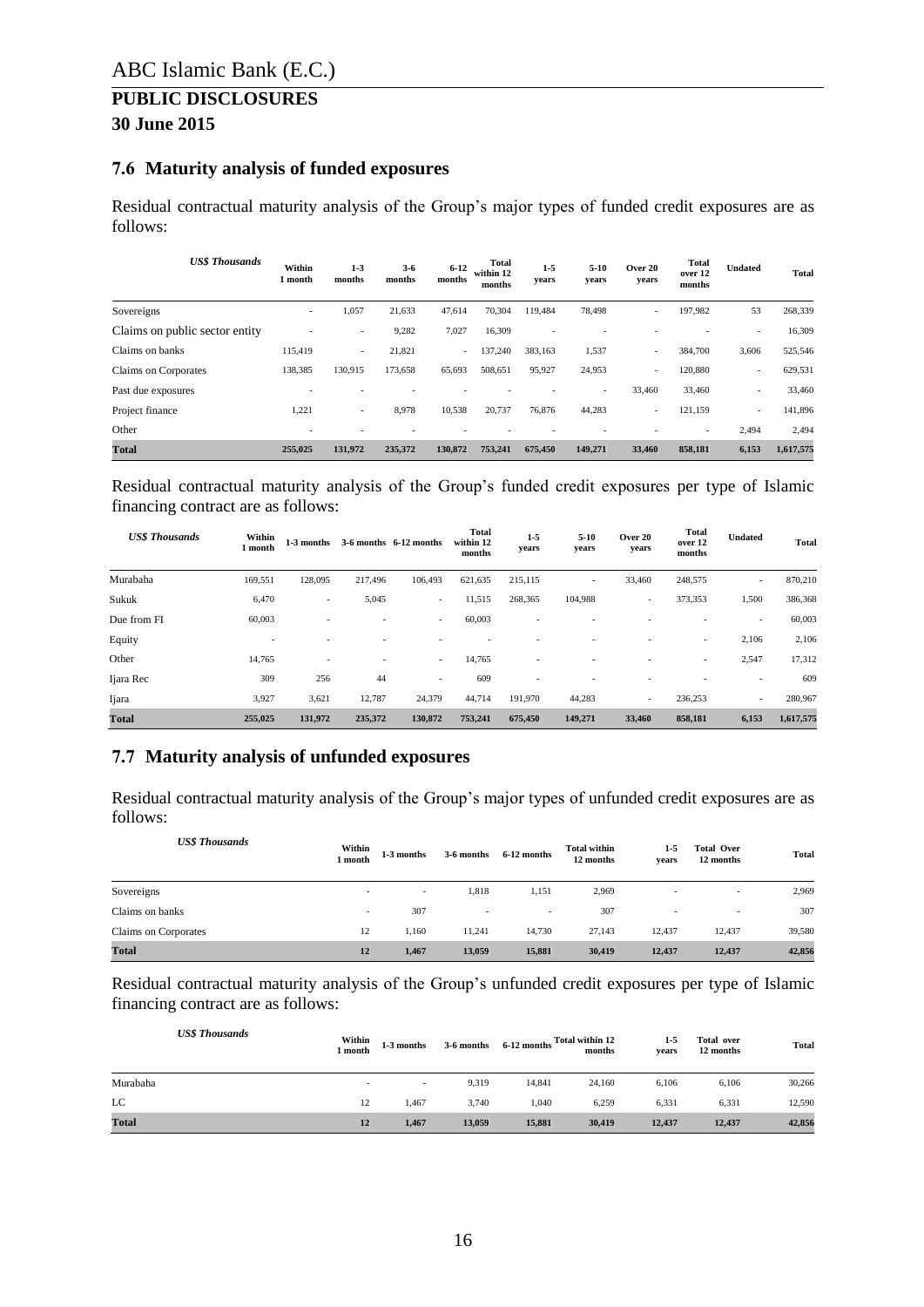ABC Islamic Bank (E.C.)

# PUBLIC DISCLOSURES

## 30 June 2015

### 7.6 Maturity analysis of funded exposures

Residual contractual maturity analysis of the Group's major types of funded credit exposures are as follows:

| *US$ Thousands* | Within 1 month | 1-3 months | 3-6 months | 6-12 months | Total within 12 months | 1-5 years | 5-10 years | Over 20 years | Total over 12 months | Undated | Total |
|---|---|---|---|---|---|---|---|---|---|---|---|
| Sovereigns | - | 1,057 | 21,633 | 47,614 | 70,304 | 119,484 | 78,498 | - | 197,982 | 53 | 268,339 |
| Claims on public sector entity | - | - | 9,282 | 7,027 | 16,309 | - | - | - | - | - | 16,309 |
| Claims on banks | 115,419 | - | 21,821 | - | 137,240 | 383,163 | 1,537 | - | 384,700 | 3,606 | 525,546 |
| Claims on Corporates | 138,385 | 130,915 | 173,658 | 65,693 | 508,651 | 95,927 | 24,953 | - | 120,880 | - | 629,531 |
| Past due exposures | - | - | - | - | - | - | - | 33,460 | 33,460 | - | 33,460 |
| Project finance | 1,221 | - | 8,978 | 10,538 | 20,737 | 76,876 | 44,283 | - | 121,159 | - | 141,896 |
| Other | - | - | - | - | - | - | - | - | - | 2,494 | 2,494 |
| **Total** | **255,025** | **131,972** | **235,372** | **130,872** | **753,241** | **675,450** | **149,271** | **33,460** | **858,181** | **6,153** | **1,617,575** |

Residual contractual maturity analysis of the Group's funded credit exposures per type of Islamic financing contract are as follows:

| *US$ Thousands* | Within 1 month | 1-3 months | 3-6 months | 6-12 months | Total within 12 months | 1-5 years | 5-10 years | Over 20 years | Total over 12 months | Undated | Total |
|---|---|---|---|---|---|---|---|---|---|---|---|
| Murabaha | 169,551 | 128,095 | 217,496 | 106,493 | 621,635 | 215,115 | - | 33,460 | 248,575 | - | 870,210 |
| Sukuk | 6,470 | - | 5,045 | - | 11,515 | 268,365 | 104,988 | - | 373,353 | 1,500 | 386,368 |
| Due from FI | 60,003 | - | - | - | 60,003 | - | - | - | - | - | 60,003 |
| Equity | - | - | - | - | - | - | - | - | - | 2,106 | 2,106 |
| Other | 14,765 | - | - | - | 14,765 | - | - | - | - | 2,547 | 17,312 |
| Ijara Rec | 309 | 256 | 44 | - | 609 | - | - | - | - | - | 609 |
| Ijara | 3,927 | 3,621 | 12,787 | 24,379 | 44,714 | 191,970 | 44,283 | - | 236,253 | - | 280,967 |
| **Total** | **255,025** | **131,972** | **235,372** | **130,872** | **753,241** | **675,450** | **149,271** | **33,460** | **858,181** | **6,153** | **1,617,575** |

### 7.7 Maturity analysis of unfunded exposures

Residual contractual maturity analysis of the Group's major types of unfunded credit exposures are as follows:

| *US$ Thousands* | Within 1 month | 1-3 months | 3-6 months | 6-12 months | Total within 12 months | 1-5 years | Total Over 12 months | Total |
|---|---|---|---|---|---|---|---|---|
| Sovereigns | - | - | 1,818 | 1,151 | 2,969 | - | - | 2,969 |
| Claims on banks | - | 307 | - | - | 307 | - | - | 307 |
| Claims on Corporates | 12 | 1,160 | 11,241 | 14,730 | 27,143 | 12,437 | 12,437 | 39,580 |
| **Total** | **12** | **1,467** | **13,059** | **15,881** | **30,419** | **12,437** | **12,437** | **42,856** |

Residual contractual maturity analysis of the Group's unfunded credit exposures per type of Islamic financing contract are as follows:

| *US$ Thousands* | Within 1 month | 1-3 months | 3-6 months | 6-12 months | Total within 12 months | 1-5 years | Total over 12 months | Total |
|---|---|---|---|---|---|---|---|---|
| Murabaha | - | - | 9,319 | 14,841 | 24,160 | 6,106 | 6,106 | 30,266 |
| LC | 12 | 1,467 | 3,740 | 1,040 | 6,259 | 6,331 | 6,331 | 12,590 |
| **Total** | **12** | **1,467** | **13,059** | **15,881** | **30,419** | **12,437** | **12,437** | **42,856** |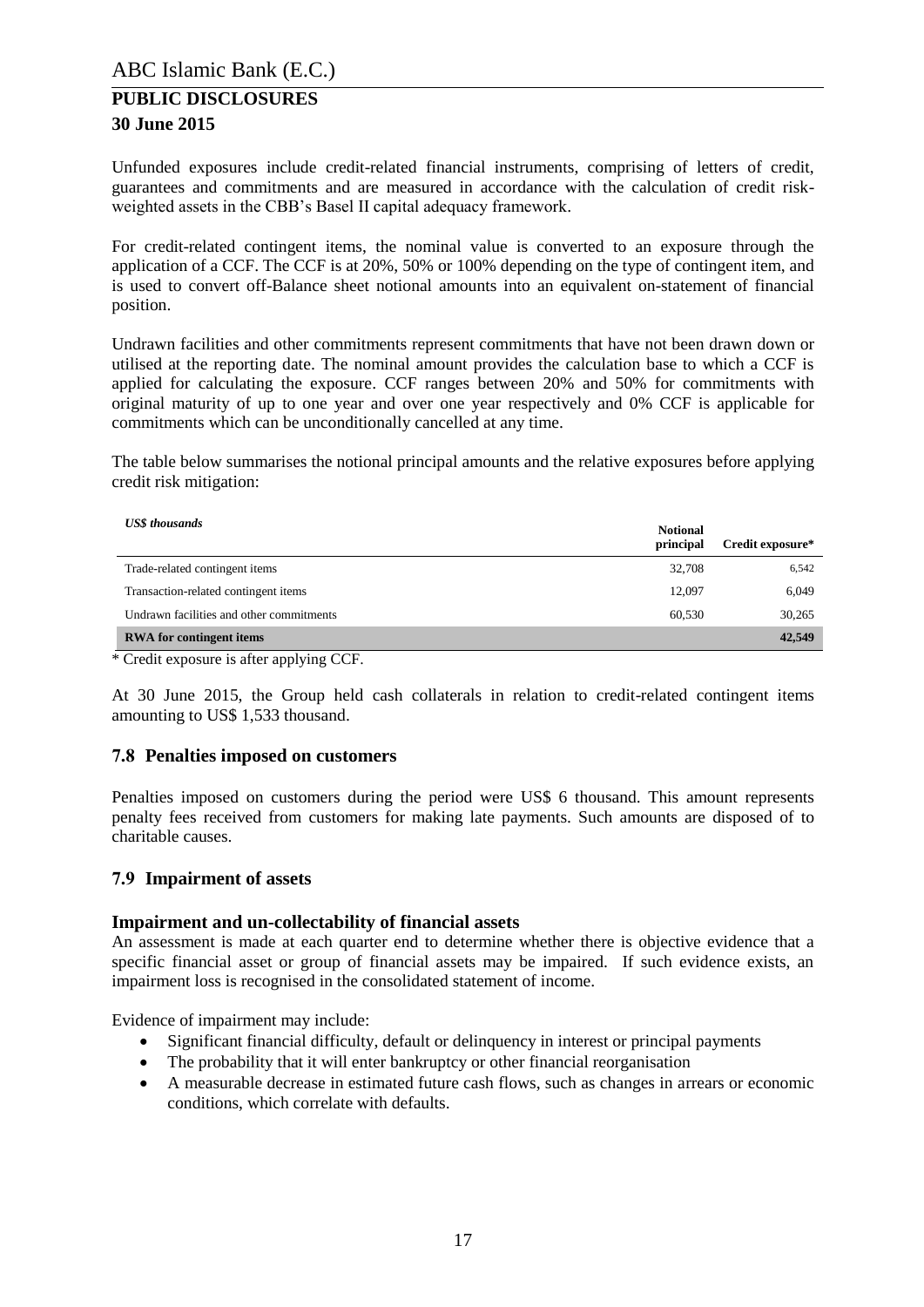Unfunded exposures include credit-related financial instruments, comprising of letters of credit, guarantees and commitments and are measured in accordance with the calculation of credit risk-weighted assets in the CBB's Basel II capital adequacy framework.

For credit-related contingent items, the nominal value is converted to an exposure through the application of a CCF. The CCF is at 20%, 50% or 100% depending on the type of contingent item, and is used to convert off-Balance sheet notional amounts into an equivalent on-statement of financial position.

Undrawn facilities and other commitments represent commitments that have not been drawn down or utilised at the reporting date. The nominal amount provides the calculation base to which a CCF is applied for calculating the exposure. CCF ranges between 20% and 50% for commitments with original maturity of up to one year and over one year respectively and 0% CCF is applicable for commitments which can be unconditionally cancelled at any time.

The table below summarises the notional principal amounts and the relative exposures before applying credit risk mitigation:

| ***US$ thousands*** | **Notional principal** | **Credit exposure*** |
|---|---|---|
| Trade-related contingent items | 32,708 | 6,542 |
| Transaction-related contingent items | 12,097 | 6,049 |
| Undrawn facilities and other commitments | 60,530 | 30,265 |
| **RWA for contingent items** | | **42,549** |

* Credit exposure is after applying CCF.

At 30 June 2015, the Group held cash collaterals in relation to credit-related contingent items amounting to US$ 1,533 thousand.

## 7.8 Penalties imposed on customers

Penalties imposed on customers during the period were US$ 6 thousand. This amount represents penalty fees received from customers for making late payments. Such amounts are disposed of to charitable causes.

## 7.9 Impairment of assets

### Impairment and un-collectability of financial assets

An assessment is made at each quarter end to determine whether there is objective evidence that a specific financial asset or group of financial assets may be impaired. If such evidence exists, an impairment loss is recognised in the consolidated statement of income.

Evidence of impairment may include:

- Significant financial difficulty, default or delinquency in interest or principal payments
- The probability that it will enter bankruptcy or other financial reorganisation
- A measurable decrease in estimated future cash flows, such as changes in arrears or economic conditions, which correlate with defaults.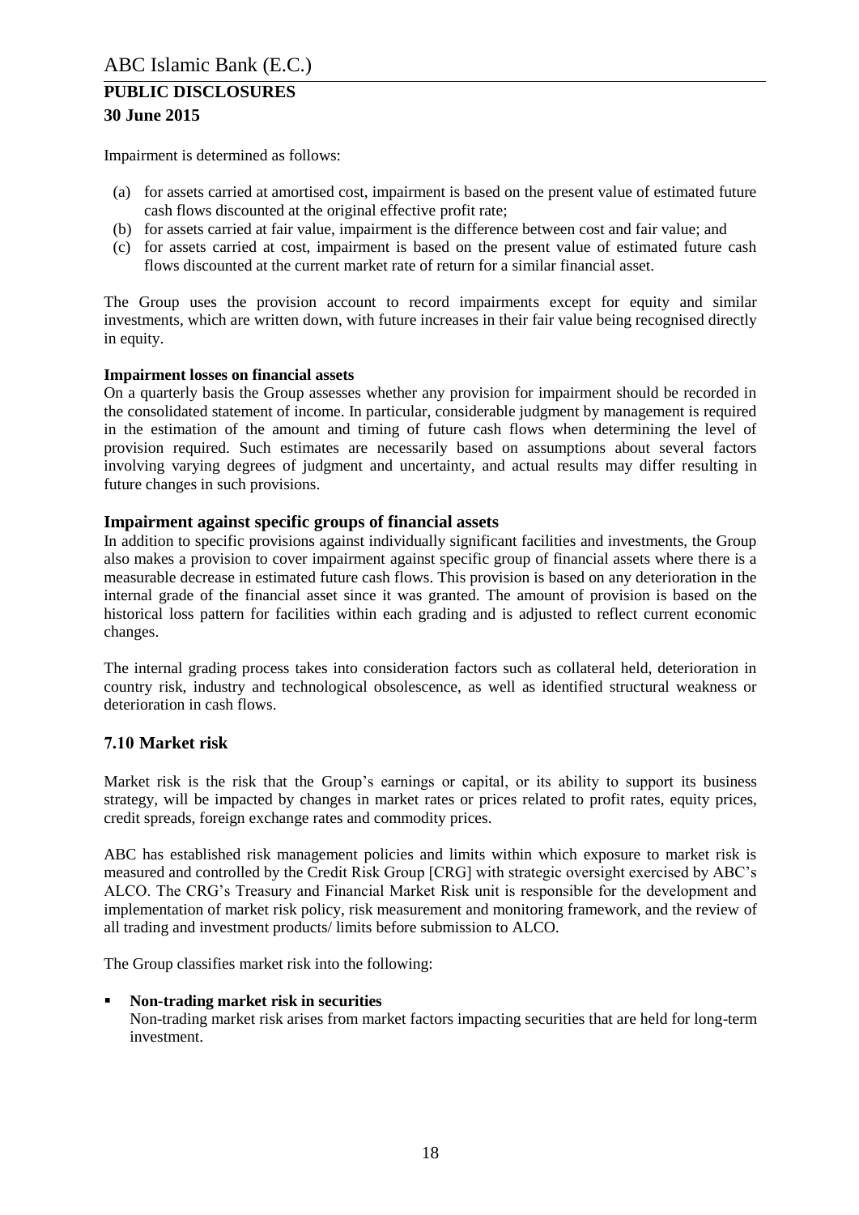Impairment is determined as follows:

(a) for assets carried at amortised cost, impairment is based on the present value of estimated future cash flows discounted at the original effective profit rate;
(b) for assets carried at fair value, impairment is the difference between cost and fair value; and
(c) for assets carried at cost, impairment is based on the present value of estimated future cash flows discounted at the current market rate of return for a similar financial asset.

The Group uses the provision account to record impairments except for equity and similar investments, which are written down, with future increases in their fair value being recognised directly in equity.

**Impairment losses on financial assets**

On a quarterly basis the Group assesses whether any provision for impairment should be recorded in the consolidated statement of income. In particular, considerable judgment by management is required in the estimation of the amount and timing of future cash flows when determining the level of provision required. Such estimates are necessarily based on assumptions about several factors involving varying degrees of judgment and uncertainty, and actual results may differ resulting in future changes in such provisions.

### Impairment against specific groups of financial assets

In addition to specific provisions against individually significant facilities and investments, the Group also makes a provision to cover impairment against specific group of financial assets where there is a measurable decrease in estimated future cash flows. This provision is based on any deterioration in the internal grade of the financial asset since it was granted. The amount of provision is based on the historical loss pattern for facilities within each grading and is adjusted to reflect current economic changes.

The internal grading process takes into consideration factors such as collateral held, deterioration in country risk, industry and technological obsolescence, as well as identified structural weakness or deterioration in cash flows.

## 7.10 Market risk

Market risk is the risk that the Group's earnings or capital, or its ability to support its business strategy, will be impacted by changes in market rates or prices related to profit rates, equity prices, credit spreads, foreign exchange rates and commodity prices.

ABC has established risk management policies and limits within which exposure to market risk is measured and controlled by the Credit Risk Group [CRG] with strategic oversight exercised by ABC's ALCO. The CRG's Treasury and Financial Market Risk unit is responsible for the development and implementation of market risk policy, risk measurement and monitoring framework, and the review of all trading and investment products/ limits before submission to ALCO.

The Group classifies market risk into the following:

- **Non-trading market risk in securities**
  Non-trading market risk arises from market factors impacting securities that are held for long-term investment.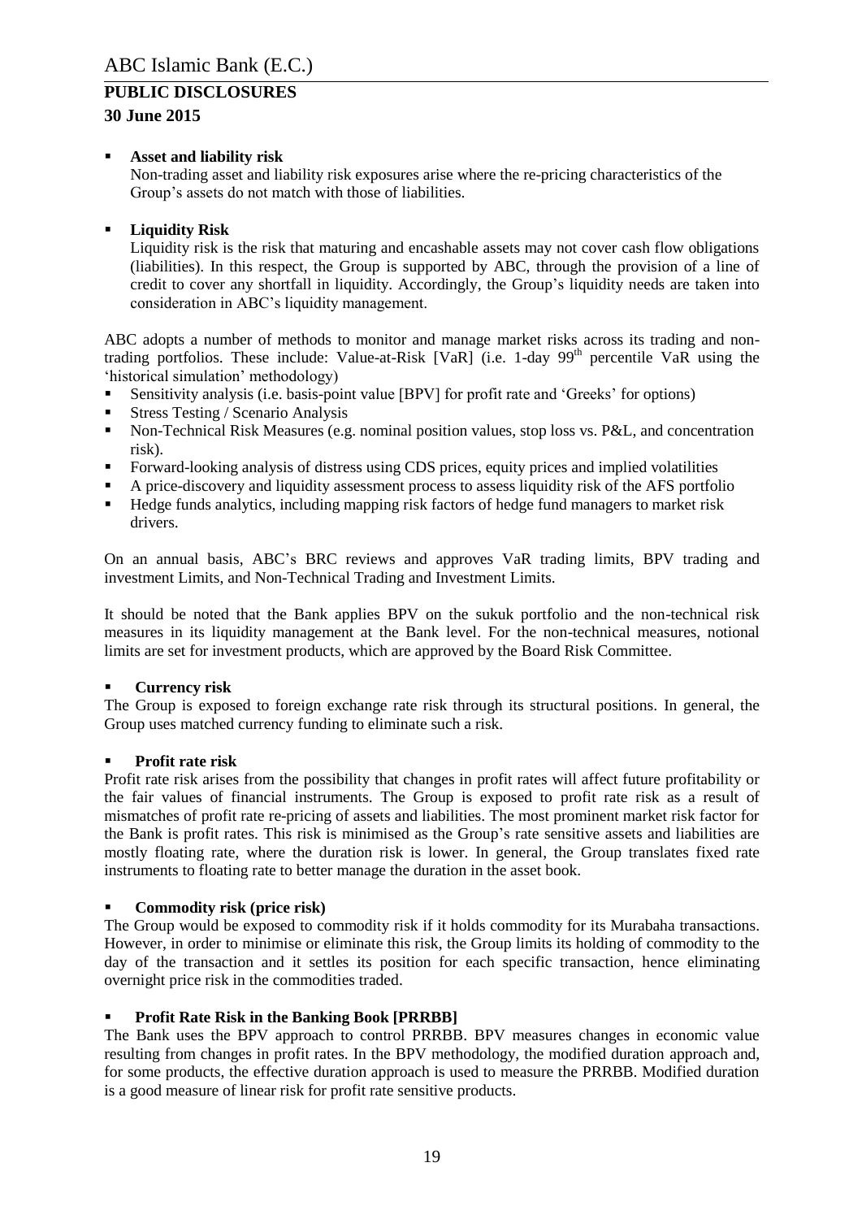- **Asset and liability risk**

  Non-trading asset and liability risk exposures arise where the re-pricing characteristics of the Group's assets do not match with those of liabilities.

- **Liquidity Risk**

  Liquidity risk is the risk that maturing and encashable assets may not cover cash flow obligations (liabilities). In this respect, the Group is supported by ABC, through the provision of a line of credit to cover any shortfall in liquidity. Accordingly, the Group's liquidity needs are taken into consideration in ABC's liquidity management.

ABC adopts a number of methods to monitor and manage market risks across its trading and non-trading portfolios. These include: Value-at-Risk [VaR] (i.e. 1-day 99th percentile VaR using the 'historical simulation' methodology)

- Sensitivity analysis (i.e. basis-point value [BPV] for profit rate and 'Greeks' for options)
- Stress Testing / Scenario Analysis
- Non-Technical Risk Measures (e.g. nominal position values, stop loss vs. P&L, and concentration risk).
- Forward-looking analysis of distress using CDS prices, equity prices and implied volatilities
- A price-discovery and liquidity assessment process to assess liquidity risk of the AFS portfolio
- Hedge funds analytics, including mapping risk factors of hedge fund managers to market risk drivers.

On an annual basis, ABC's BRC reviews and approves VaR trading limits, BPV trading and investment Limits, and Non-Technical Trading and Investment Limits.

It should be noted that the Bank applies BPV on the sukuk portfolio and the non-technical risk measures in its liquidity management at the Bank level. For the non-technical measures, notional limits are set for investment products, which are approved by the Board Risk Committee.

- **Currency risk**

The Group is exposed to foreign exchange rate risk through its structural positions. In general, the Group uses matched currency funding to eliminate such a risk.

- **Profit rate risk**

Profit rate risk arises from the possibility that changes in profit rates will affect future profitability or the fair values of financial instruments. The Group is exposed to profit rate risk as a result of mismatches of profit rate re-pricing of assets and liabilities. The most prominent market risk factor for the Bank is profit rates. This risk is minimised as the Group's rate sensitive assets and liabilities are mostly floating rate, where the duration risk is lower. In general, the Group translates fixed rate instruments to floating rate to better manage the duration in the asset book.

- **Commodity risk (price risk)**

The Group would be exposed to commodity risk if it holds commodity for its Murabaha transactions. However, in order to minimise or eliminate this risk, the Group limits its holding of commodity to the day of the transaction and it settles its position for each specific transaction, hence eliminating overnight price risk in the commodities traded.

- **Profit Rate Risk in the Banking Book [PRRBB]**

The Bank uses the BPV approach to control PRRBB. BPV measures changes in economic value resulting from changes in profit rates. In the BPV methodology, the modified duration approach and, for some products, the effective duration approach is used to measure the PRRBB. Modified duration is a good measure of linear risk for profit rate sensitive products.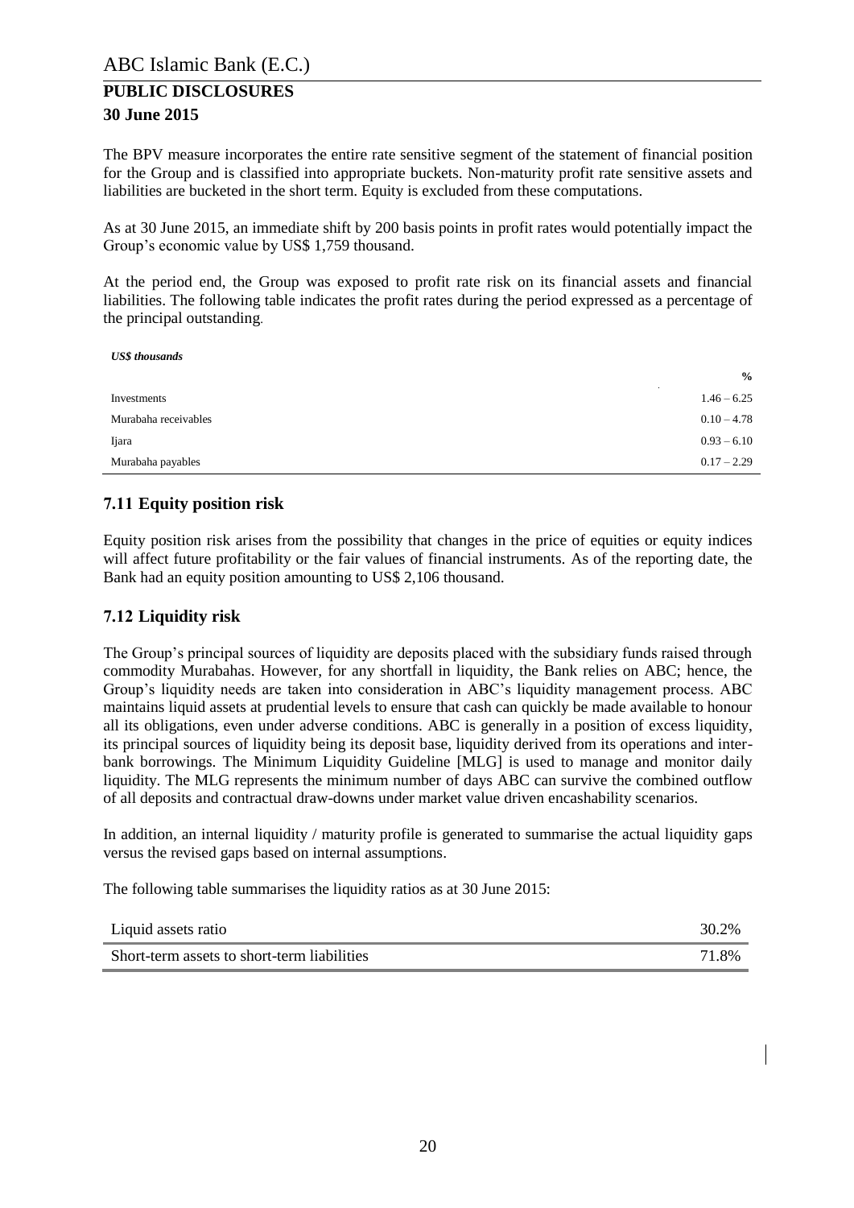The BPV measure incorporates the entire rate sensitive segment of the statement of financial position for the Group and is classified into appropriate buckets. Non-maturity profit rate sensitive assets and liabilities are bucketed in the short term. Equity is excluded from these computations.

As at 30 June 2015, an immediate shift by 200 basis points in profit rates would potentially impact the Group's economic value by US$ 1,759 thousand.

At the period end, the Group was exposed to profit rate risk on its financial assets and financial liabilities. The following table indicates the profit rates during the period expressed as a percentage of the principal outstanding.

***US$ thousands***

| | % |
|---|---|
| Investments | 1.46 – 6.25 |
| Murabaha receivables | 0.10 – 4.78 |
| Ijara | 0.93 – 6.10 |
| Murabaha payables | 0.17 – 2.29 |

## 7.11 Equity position risk

Equity position risk arises from the possibility that changes in the price of equities or equity indices will affect future profitability or the fair values of financial instruments. As of the reporting date, the Bank had an equity position amounting to US$ 2,106 thousand.

## 7.12 Liquidity risk

The Group's principal sources of liquidity are deposits placed with the subsidiary funds raised through commodity Murabahas. However, for any shortfall in liquidity, the Bank relies on ABC; hence, the Group's liquidity needs are taken into consideration in ABC's liquidity management process. ABC maintains liquid assets at prudential levels to ensure that cash can quickly be made available to honour all its obligations, even under adverse conditions. ABC is generally in a position of excess liquidity, its principal sources of liquidity being its deposit base, liquidity derived from its operations and inter-bank borrowings. The Minimum Liquidity Guideline [MLG] is used to manage and monitor daily liquidity. The MLG represents the minimum number of days ABC can survive the combined outflow of all deposits and contractual draw-downs under market value driven encashability scenarios.

In addition, an internal liquidity / maturity profile is generated to summarise the actual liquidity gaps versus the revised gaps based on internal assumptions.

The following table summarises the liquidity ratios as at 30 June 2015:

| | |
|---|---|
| Liquid assets ratio | 30.2% |
| Short-term assets to short-term liabilities | 71.8% |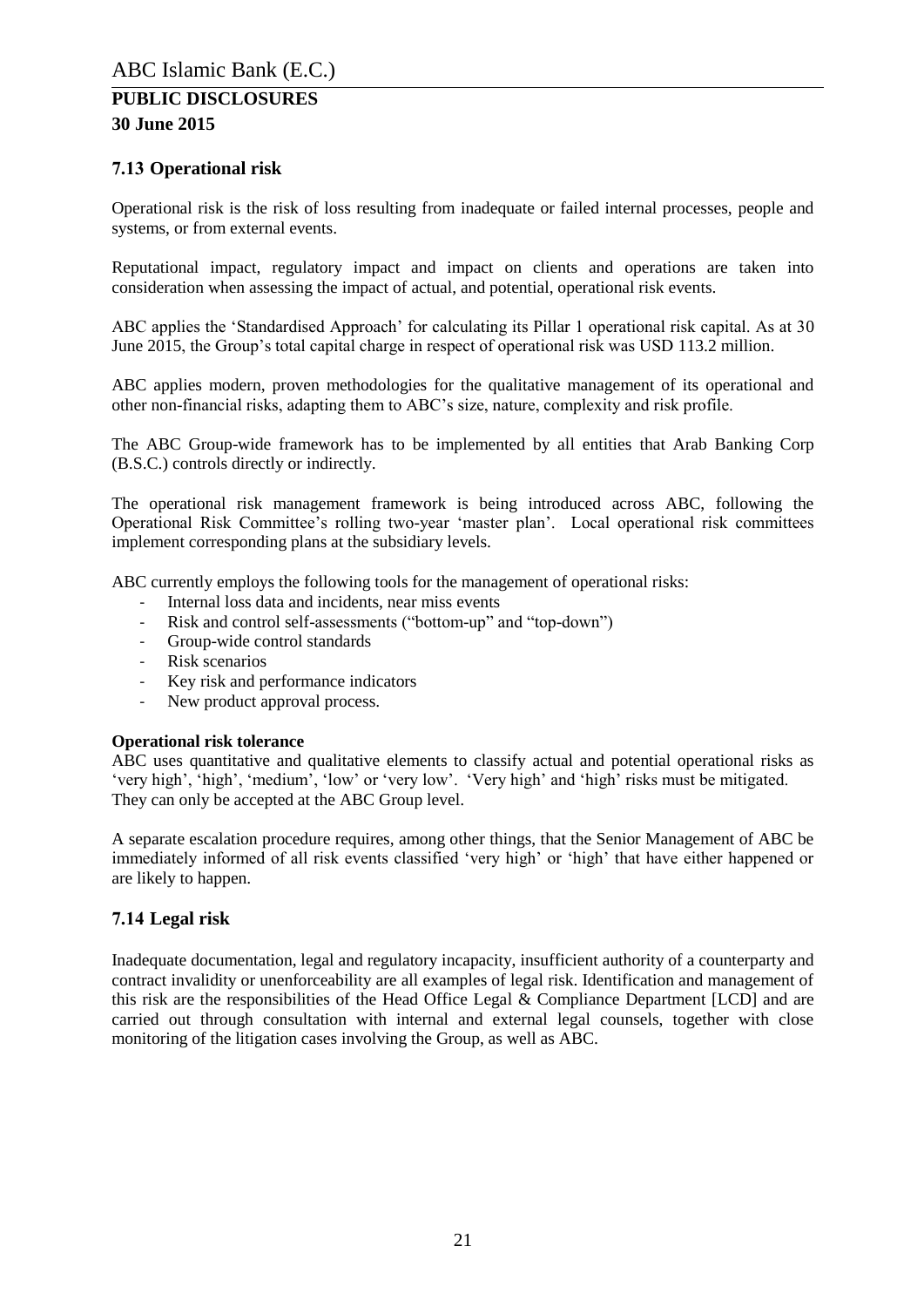## 7.13 Operational risk

Operational risk is the risk of loss resulting from inadequate or failed internal processes, people and systems, or from external events.

Reputational impact, regulatory impact and impact on clients and operations are taken into consideration when assessing the impact of actual, and potential, operational risk events.

ABC applies the 'Standardised Approach' for calculating its Pillar 1 operational risk capital. As at 30 June 2015, the Group's total capital charge in respect of operational risk was USD 113.2 million.

ABC applies modern, proven methodologies for the qualitative management of its operational and other non-financial risks, adapting them to ABC's size, nature, complexity and risk profile.

The ABC Group-wide framework has to be implemented by all entities that Arab Banking Corp (B.S.C.) controls directly or indirectly.

The operational risk management framework is being introduced across ABC, following the Operational Risk Committee's rolling two-year 'master plan'. Local operational risk committees implement corresponding plans at the subsidiary levels.

ABC currently employs the following tools for the management of operational risks:

- Internal loss data and incidents, near miss events
- Risk and control self-assessments ("bottom-up" and "top-down")
- Group-wide control standards
- Risk scenarios
- Key risk and performance indicators
- New product approval process.

**Operational risk tolerance**

ABC uses quantitative and qualitative elements to classify actual and potential operational risks as 'very high', 'high', 'medium', 'low' or 'very low'. 'Very high' and 'high' risks must be mitigated. They can only be accepted at the ABC Group level.

A separate escalation procedure requires, among other things, that the Senior Management of ABC be immediately informed of all risk events classified 'very high' or 'high' that have either happened or are likely to happen.

## 7.14 Legal risk

Inadequate documentation, legal and regulatory incapacity, insufficient authority of a counterparty and contract invalidity or unenforceability are all examples of legal risk. Identification and management of this risk are the responsibilities of the Head Office Legal & Compliance Department [LCD] and are carried out through consultation with internal and external legal counsels, together with close monitoring of the litigation cases involving the Group, as well as ABC.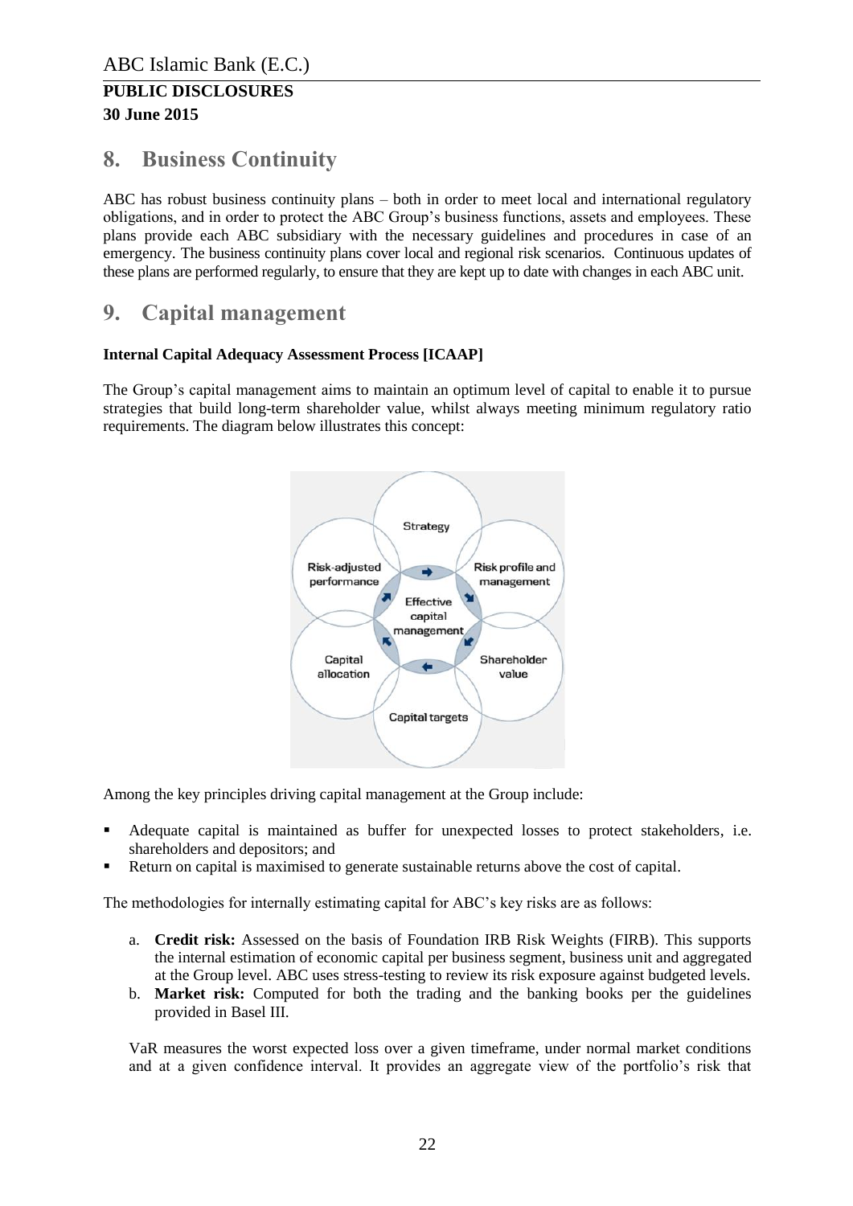## 8. Business Continuity

ABC has robust business continuity plans – both in order to meet local and international regulatory obligations, and in order to protect the ABC Group's business functions, assets and employees. These plans provide each ABC subsidiary with the necessary guidelines and procedures in case of an emergency. The business continuity plans cover local and regional risk scenarios. Continuous updates of these plans are performed regularly, to ensure that they are kept up to date with changes in each ABC unit.

## 9. Capital management

**Internal Capital Adequacy Assessment Process [ICAAP]**

The Group's capital management aims to maintain an optimum level of capital to enable it to pursue strategies that build long-term shareholder value, whilst always meeting minimum regulatory ratio requirements. The diagram below illustrates this concept:

Strategy

Risk-adjusted performance

Risk profile and management

Effective capital management

Capital allocation

Shareholder value

Capital targets

Among the key principles driving capital management at the Group include:

- Adequate capital is maintained as buffer for unexpected losses to protect stakeholders, i.e. shareholders and depositors; and
- Return on capital is maximised to generate sustainable returns above the cost of capital.

The methodologies for internally estimating capital for ABC's key risks are as follows:

a. **Credit risk:** Assessed on the basis of Foundation IRB Risk Weights (FIRB). This supports the internal estimation of economic capital per business segment, business unit and aggregated at the Group level. ABC uses stress-testing to review its risk exposure against budgeted levels.
b. **Market risk:** Computed for both the trading and the banking books per the guidelines provided in Basel III.

VaR measures the worst expected loss over a given timeframe, under normal market conditions and at a given confidence interval. It provides an aggregate view of the portfolio's risk that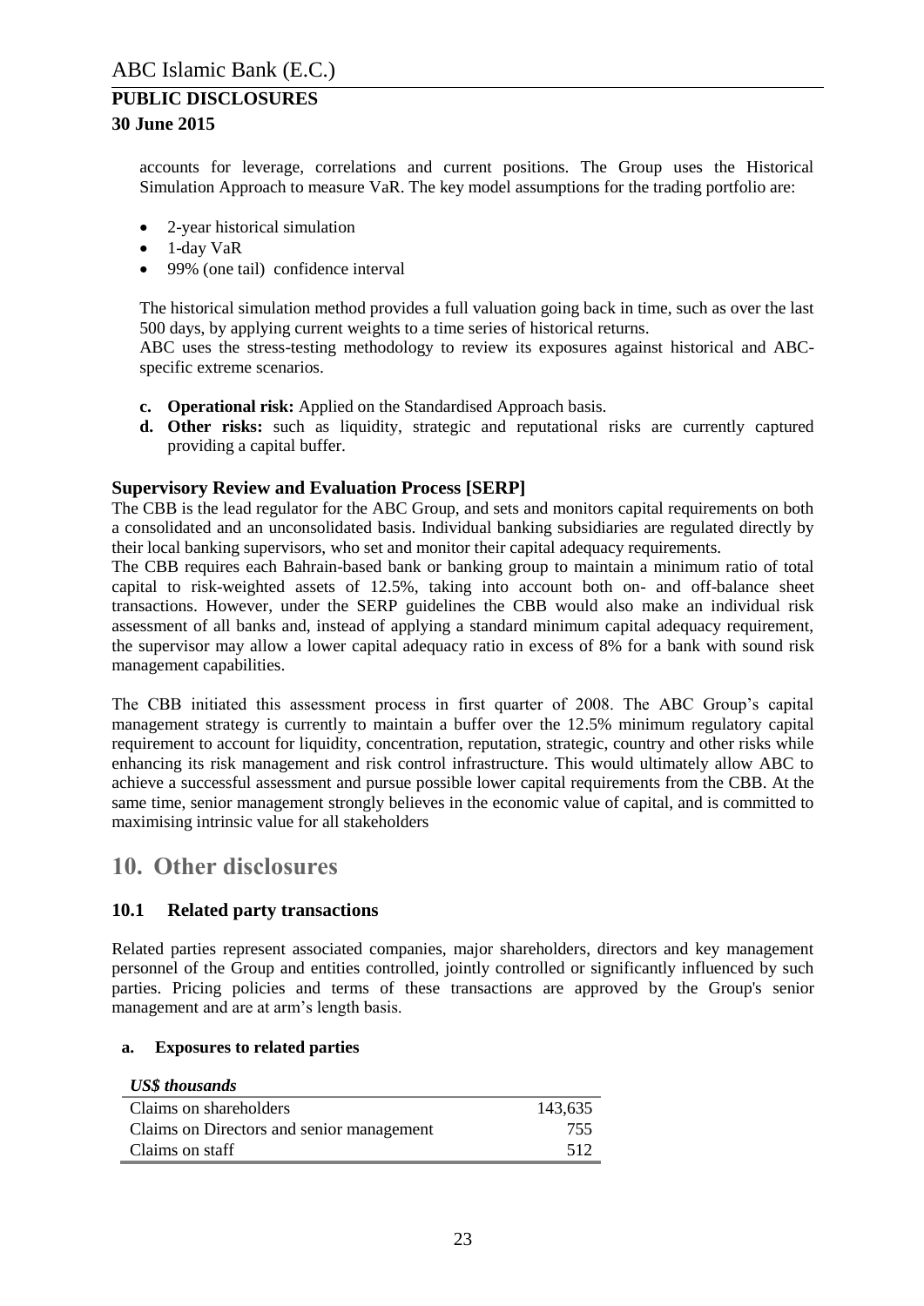accounts for leverage, correlations and current positions. The Group uses the Historical Simulation Approach to measure VaR. The key model assumptions for the trading portfolio are:

- 2-year historical simulation
- 1-day VaR
- 99% (one tail) confidence interval

The historical simulation method provides a full valuation going back in time, such as over the last 500 days, by applying current weights to a time series of historical returns.
ABC uses the stress-testing methodology to review its exposures against historical and ABC-specific extreme scenarios.

c. **Operational risk:** Applied on the Standardised Approach basis.
d. **Other risks:** such as liquidity, strategic and reputational risks are currently captured providing a capital buffer.

### Supervisory Review and Evaluation Process [SERP]

The CBB is the lead regulator for the ABC Group, and sets and monitors capital requirements on both a consolidated and an unconsolidated basis. Individual banking subsidiaries are regulated directly by their local banking supervisors, who set and monitor their capital adequacy requirements.
The CBB requires each Bahrain-based bank or banking group to maintain a minimum ratio of total capital to risk-weighted assets of 12.5%, taking into account both on- and off-balance sheet transactions. However, under the SERP guidelines the CBB would also make an individual risk assessment of all banks and, instead of applying a standard minimum capital adequacy requirement, the supervisor may allow a lower capital adequacy ratio in excess of 8% for a bank with sound risk management capabilities.

The CBB initiated this assessment process in first quarter of 2008. The ABC Group's capital management strategy is currently to maintain a buffer over the 12.5% minimum regulatory capital requirement to account for liquidity, concentration, reputation, strategic, country and other risks while enhancing its risk management and risk control infrastructure. This would ultimately allow ABC to achieve a successful assessment and pursue possible lower capital requirements from the CBB. At the same time, senior management strongly believes in the economic value of capital, and is committed to maximising intrinsic value for all stakeholders

# 10. Other disclosures

## 10.1 Related party transactions

Related parties represent associated companies, major shareholders, directors and key management personnel of the Group and entities controlled, jointly controlled or significantly influenced by such parties. Pricing policies and terms of these transactions are approved by the Group's senior management and are at arm's length basis.

### a. Exposures to related parties

| *US$ thousands* | |
|---|---|
| Claims on shareholders | 143,635 |
| Claims on Directors and senior management | 755 |
| Claims on staff | 512 |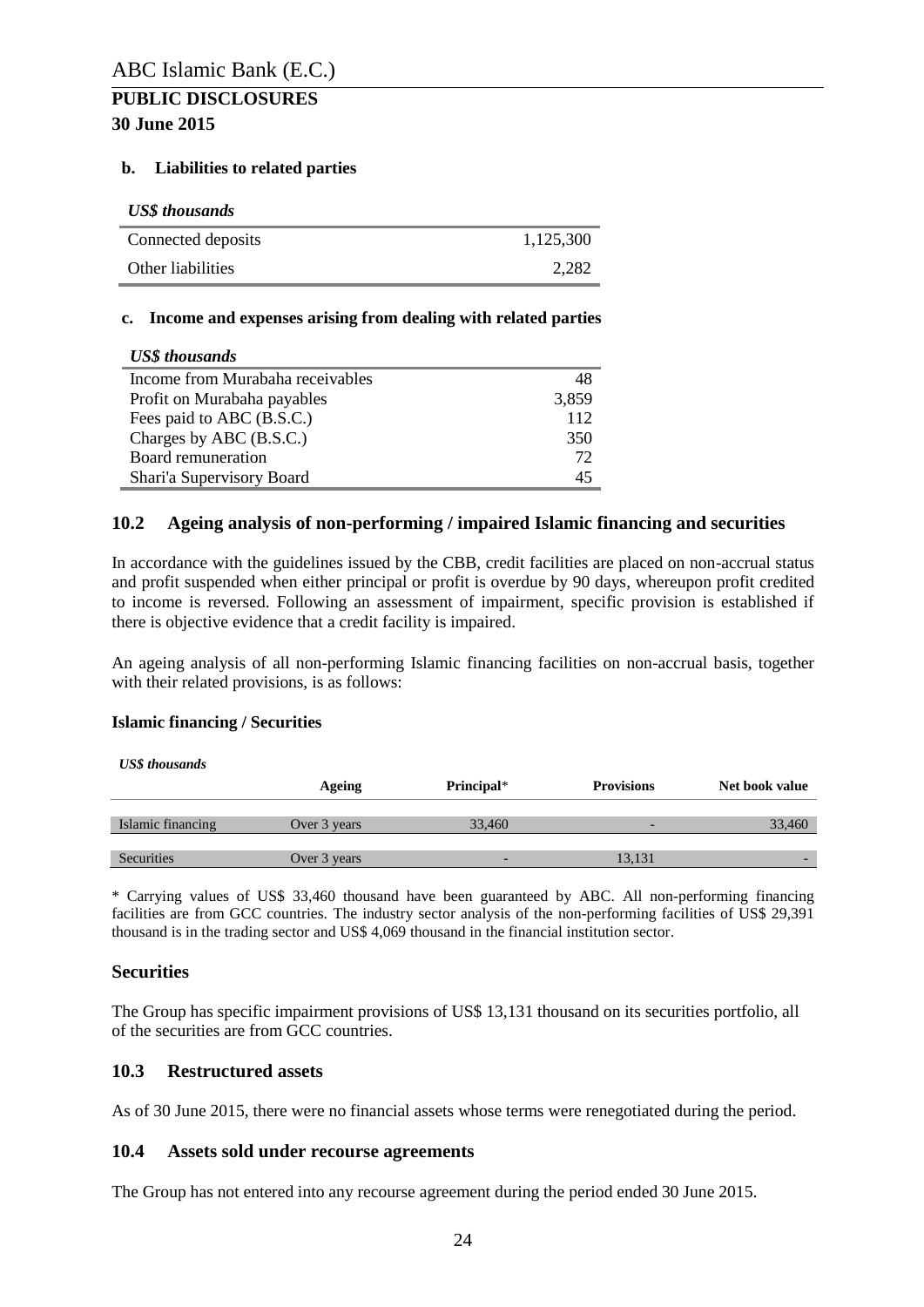#### b. Liabilities to related parties

| *US$ thousands* | |
|---|---|
| Connected deposits | 1,125,300 |
| Other liabilities | 2,282 |

#### c. Income and expenses arising from dealing with related parties

| *US$ thousands* | |
|---|---|
| Income from Murabaha receivables | 48 |
| Profit on Murabaha payables | 3,859 |
| Fees paid to ABC (B.S.C.) | 112 |
| Charges by ABC (B.S.C.) | 350 |
| Board remuneration | 72 |
| Shari'a Supervisory Board | 45 |

## 10.2 Ageing analysis of non-performing / impaired Islamic financing and securities

In accordance with the guidelines issued by the CBB, credit facilities are placed on non-accrual status and profit suspended when either principal or profit is overdue by 90 days, whereupon profit credited to income is reversed. Following an assessment of impairment, specific provision is established if there is objective evidence that a credit facility is impaired.

An ageing analysis of all non-performing Islamic financing facilities on non-accrual basis, together with their related provisions, is as follows:

**Islamic financing / Securities**

| *US$ thousands* | Ageing | Principal* | Provisions | Net book value |
|---|---|---|---|---|
| Islamic financing | Over 3 years | 33,460 | - | 33,460 |
| Securities | Over 3 years | - | 13,131 | - |

* Carrying values of US$ 33,460 thousand have been guaranteed by ABC. All non-performing financing facilities are from GCC countries. The industry sector analysis of the non-performing facilities of US$ 29,391 thousand is in the trading sector and US$ 4,069 thousand in the financial institution sector.

### Securities

The Group has specific impairment provisions of US$ 13,131 thousand on its securities portfolio, all of the securities are from GCC countries.

## 10.3 Restructured assets

As of 30 June 2015, there were no financial assets whose terms were renegotiated during the period.

## 10.4 Assets sold under recourse agreements

The Group has not entered into any recourse agreement during the period ended 30 June 2015.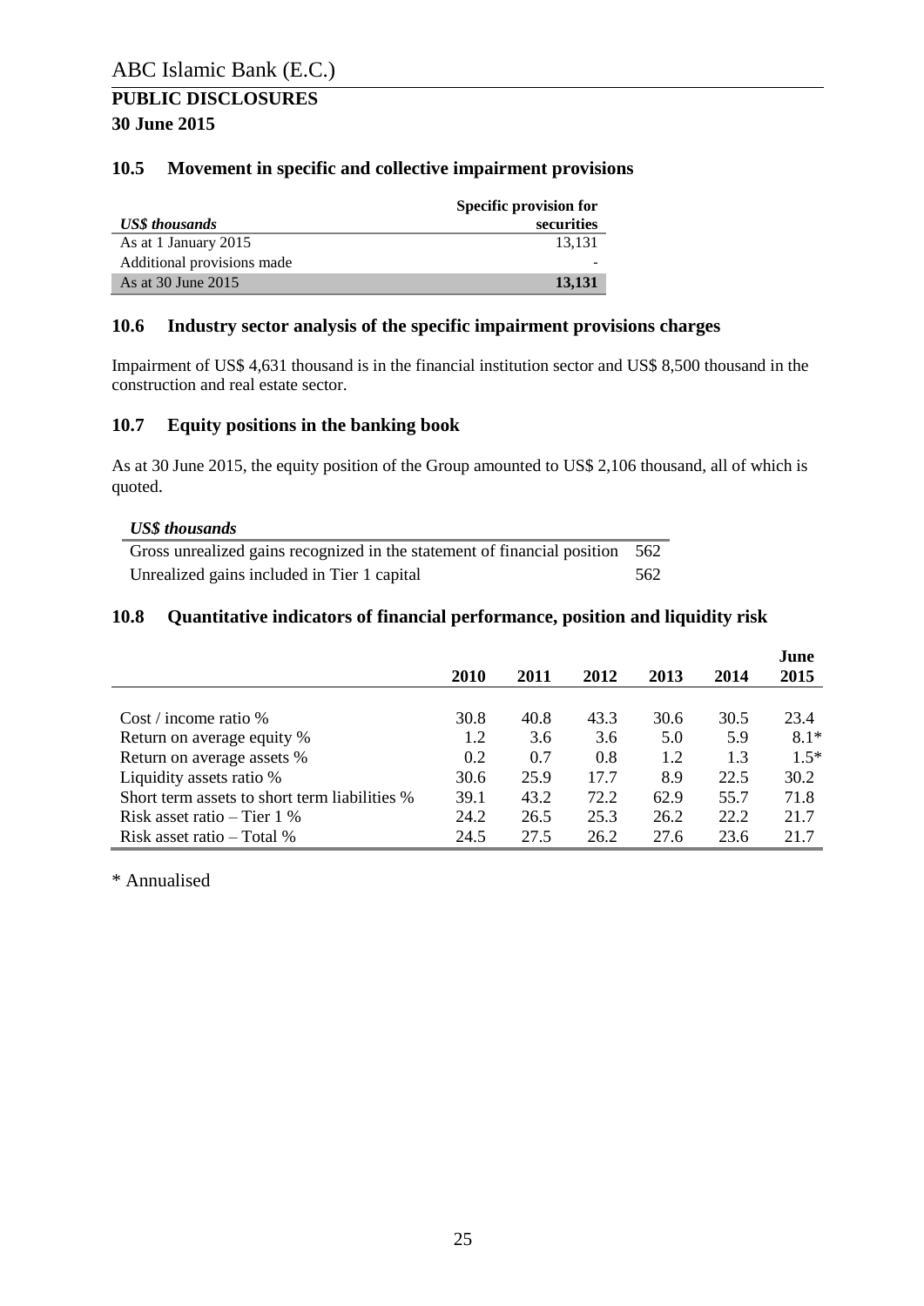ABC Islamic Bank (E.C.)

**PUBLIC DISCLOSURES**

**30 June 2015**

## 10.5 Movement in specific and collective impairment provisions

| *US$ thousands* | Specific provision for securities |
|---|---|
| As at 1 January 2015 | 13,131 |
| Additional provisions made | - |
| As at 30 June 2015 | **13,131** |

## 10.6 Industry sector analysis of the specific impairment provisions charges

Impairment of US$ 4,631 thousand is in the financial institution sector and US$ 8,500 thousand in the construction and real estate sector.

## 10.7 Equity positions in the banking book

As at 30 June 2015, the equity position of the Group amounted to US$ 2,106 thousand, all of which is quoted.

| *US$ thousands* | |
|---|---|
| Gross unrealized gains recognized in the statement of financial position | 562 |
| Unrealized gains included in Tier 1 capital | 562 |

## 10.8 Quantitative indicators of financial performance, position and liquidity risk

| | 2010 | 2011 | 2012 | 2013 | 2014 | June 2015 |
|---|---|---|---|---|---|---|
| Cost / income ratio % | 30.8 | 40.8 | 43.3 | 30.6 | 30.5 | 23.4 |
| Return on average equity % | 1.2 | 3.6 | 3.6 | 5.0 | 5.9 | 8.1* |
| Return on average assets % | 0.2 | 0.7 | 0.8 | 1.2 | 1.3 | 1.5* |
| Liquidity assets ratio % | 30.6 | 25.9 | 17.7 | 8.9 | 22.5 | 30.2 |
| Short term assets to short term liabilities % | 39.1 | 43.2 | 72.2 | 62.9 | 55.7 | 71.8 |
| Risk asset ratio – Tier 1 % | 24.2 | 26.5 | 25.3 | 26.2 | 22.2 | 21.7 |
| Risk asset ratio – Total % | 24.5 | 27.5 | 26.2 | 27.6 | 23.6 | 21.7 |

\* Annualised